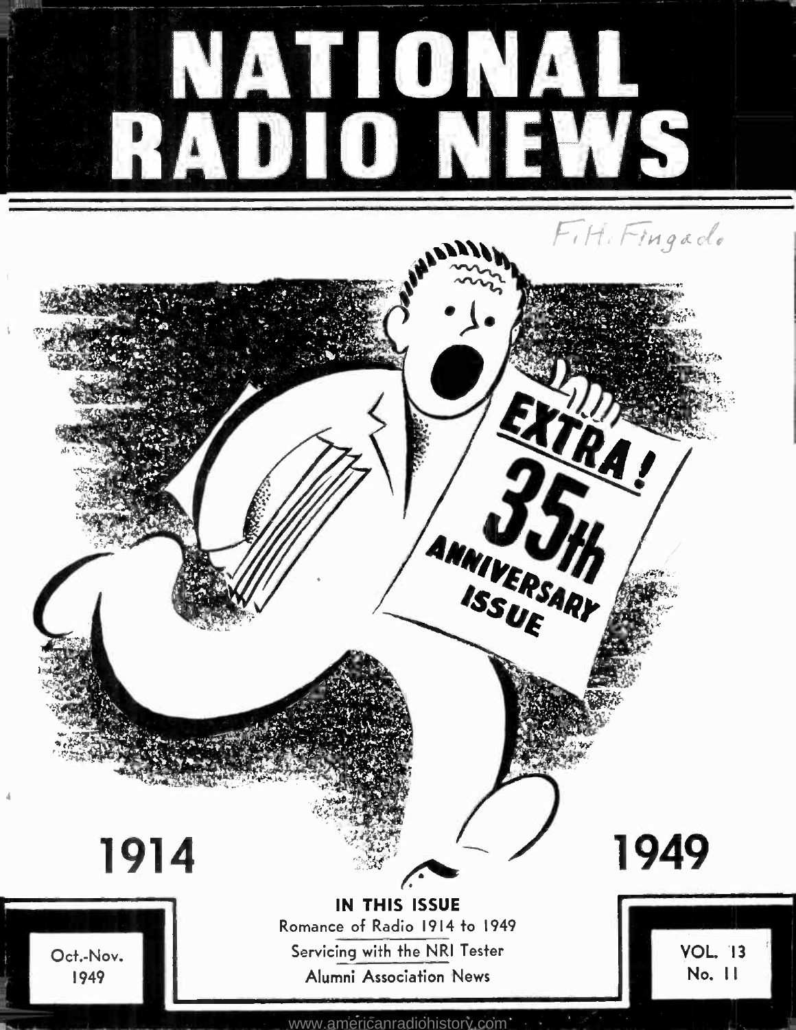# NATIONAL RADIO NEWS

F. H. Fingado

EXTRA! 35th ANNIVERSARY ISSUE

1914 1949

**IN THIS ISSUE**

Romance of Radio 1914 to 1949

Servicing with the NRI Tester

Alumni Association News

Oct.-Nov. 1949

VOL. 13 No. 11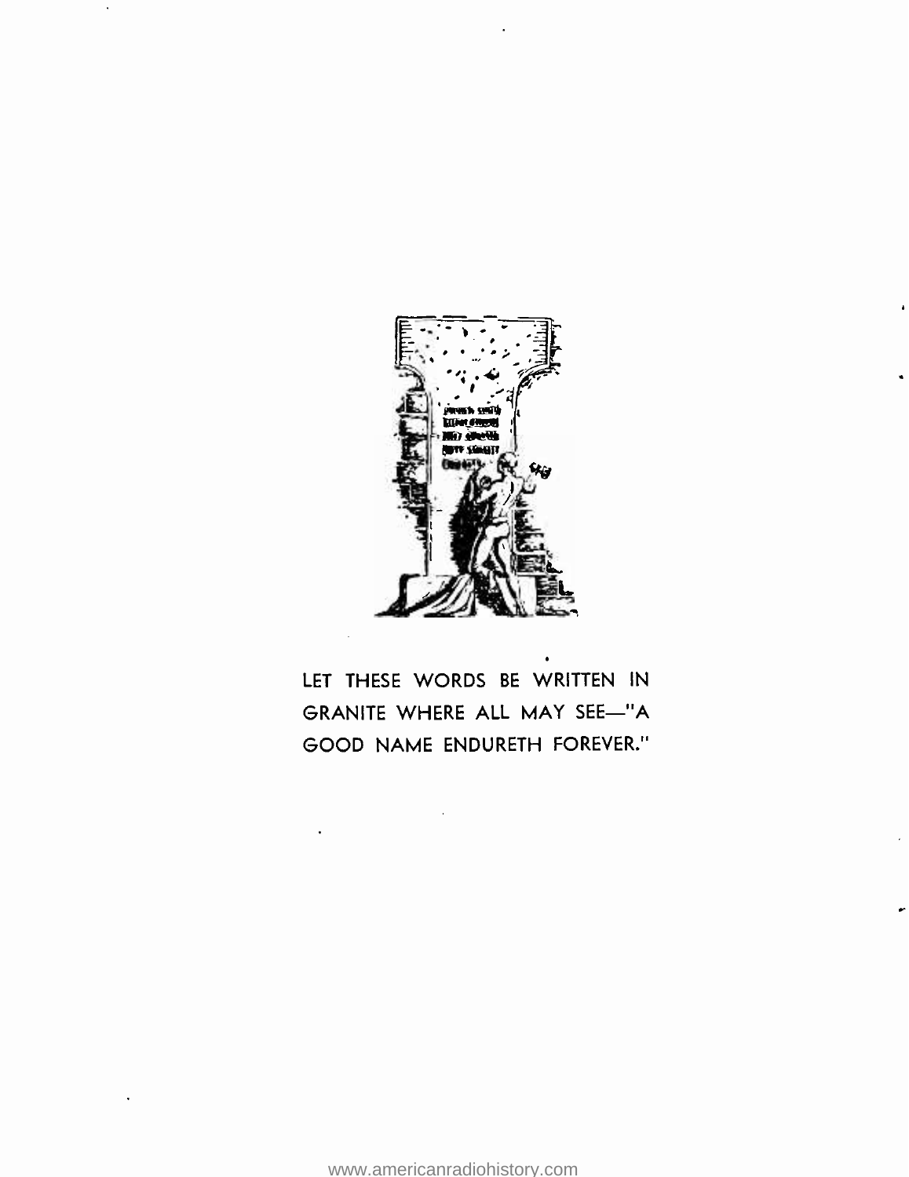LET THESE WORDS BE WRITTEN IN GRANITE WHERE ALL MAY SEE—"A GOOD NAME ENDURETH FOREVER."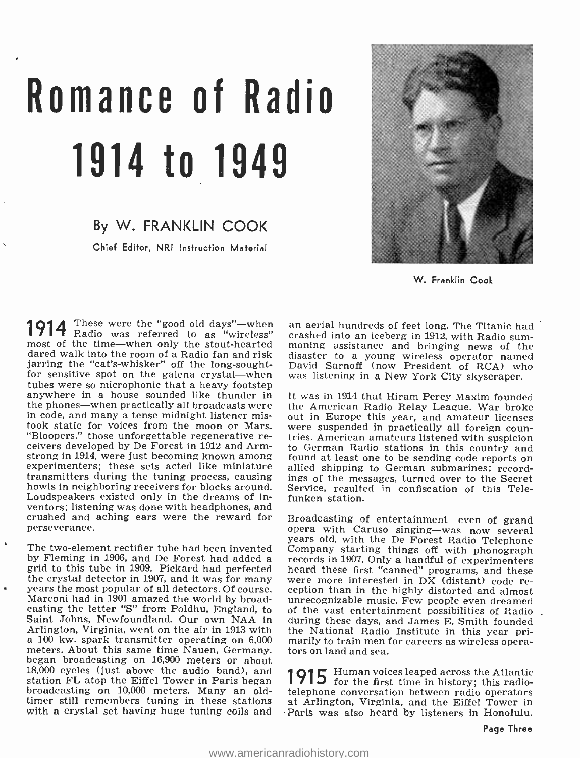# Romance of Radio 1914 to 1949

**By W. FRANKLIN COOK**

Chief Editor, NRI Instruction Material

W. Franklin Cook

**1914** These were the "good old days"—when Radio was referred to as "wireless" most of the time—when only the stout-hearted dared walk into the room of a Radio fan and risk jarring the "cat's-whisker" off the long-sought-for sensitive spot on the galena crystal—when tubes were so microphonic that a heavy footstep anywhere in a house sounded like thunder in the phones—when practically all broadcasts were in code, and many a tense midnight listener mistook static for voices from the moon or Mars. "Bloopers," those unforgettable regenerative receivers developed by De Forest in 1912 and Armstrong in 1914, were just becoming known among experimenters; these sets acted like miniature transmitters during the tuning process, causing howls in neighboring receivers for blocks around. Loudspeakers existed only in the dreams of inventors; listening was done with headphones, and crushed and aching ears were the reward for perseverance.

The two-element rectifier tube had been invented by Fleming in 1906, and De Forest had added a grid to this tube in 1909. Pickard had perfected the crystal detector in 1907, and it was for many years the most popular of all detectors. Of course, Marconi had in 1901 amazed the world by broadcasting the letter "S" from Poldhu, England, to Saint Johns, Newfoundland. Our own NAA in Arlington, Virginia, went on the air in 1913 with a 100 kw. spark transmitter operating on 6,000 meters. About this same time Nauen, Germany, began broadcasting on 16,900 meters or about 18,000 cycles (just above the audio band), and station FL atop the Eiffel Tower in Paris began broadcasting on 10,000 meters. Many an old-timer still remembers tuning in these stations with a crystal set having huge tuning coils and an aerial hundreds of feet long. The Titanic had crashed into an iceberg in 1912, with Radio summoning assistance and bringing news of the disaster to a young wireless operator named David Sarnoff (now President of RCA) who was listening in a New York City skyscraper.

It was in 1914 that Hiram Percy Maxim founded the American Radio Relay League. War broke out in Europe this year, and amateur licenses were suspended in practically all foreign countries. American amateurs listened with suspicion to German Radio stations in this country and found at least one to be sending code reports on allied shipping to German submarines; recordings of the messages, turned over to the Secret Service, resulted in confiscation of this Telefunken station.

Broadcasting of entertainment—even of grand opera with Caruso singing—was now several years old, with the De Forest Radio Telephone Company starting things off with phonograph records in 1907. Only a handful of experimenters heard these first "canned" programs, and these were more interested in DX (distant) code reception than in the highly distorted and almost unrecognizable music. Few people even dreamed of the vast entertainment possibilities of Radio during these days, and James E. Smith founded the National Radio Institute in this year primarily to train men for careers as wireless operators on land and sea.

**1915** Human voices leaped across the Atlantic for the first time in history; this radio-telephone conversation between radio operators at Arlington, Virginia, and the Eiffel Tower in Paris was also heard by listeners in Honolulu.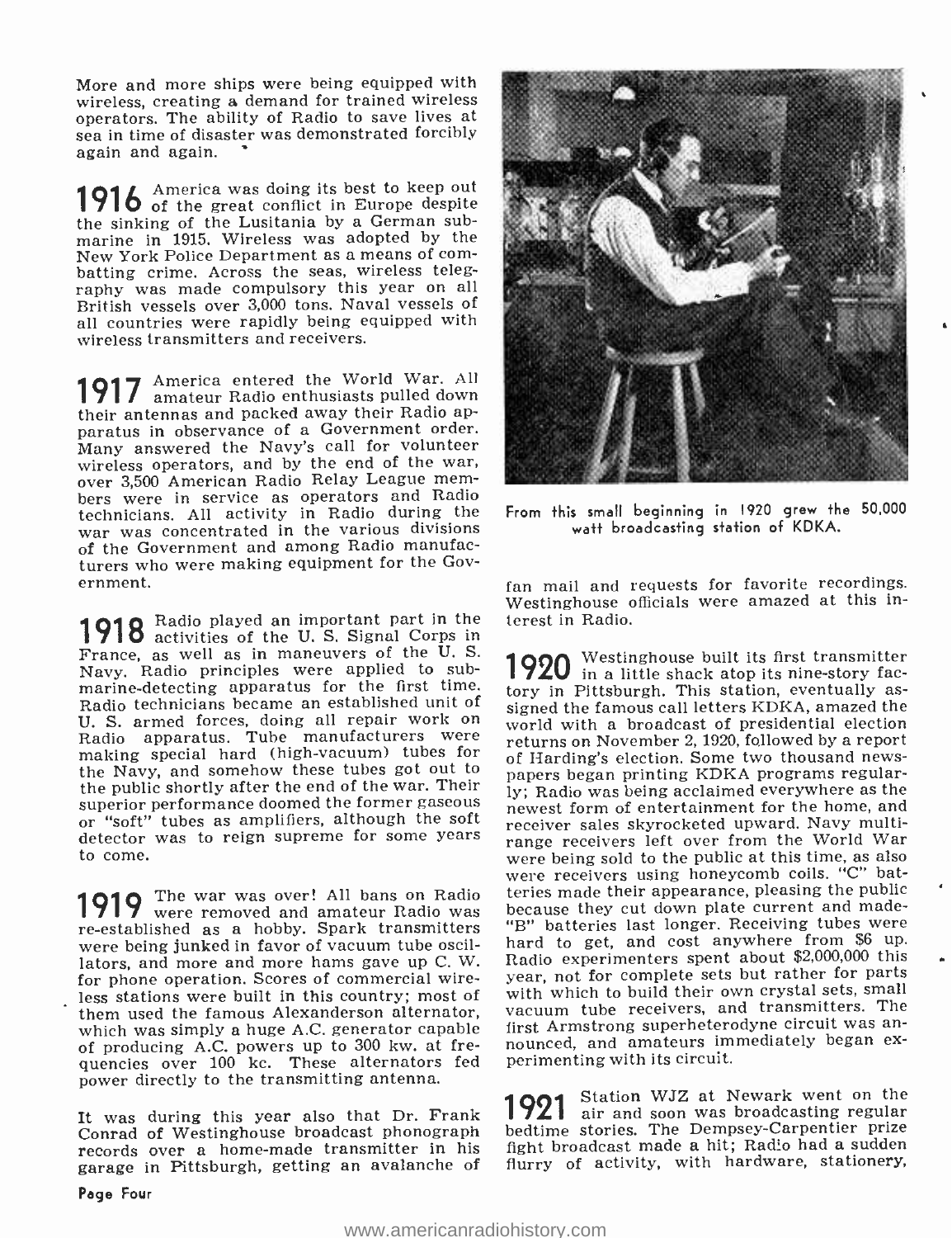More and more ships were being equipped with wireless, creating a demand for trained wireless operators. The ability of Radio to save lives at sea in time of disaster was demonstrated forcibly again and again.

**1916** America was doing its best to keep out of the great conflict in Europe despite the sinking of the Lusitania by a German submarine in 1915. Wireless was adopted by the New York Police Department as a means of combatting crime. Across the seas, wireless telegraphy was made compulsory this year on all British vessels over 3,000 tons. Naval vessels of all countries were rapidly being equipped with wireless transmitters and receivers.

**1917** America entered the World War. All amateur Radio enthusiasts pulled down their antennas and packed away their Radio apparatus in observance of a Government order. Many answered the Navy's call for volunteer wireless operators, and by the end of the war, over 3,500 American Radio Relay League members were in service as operators and Radio technicians. All activity in Radio during the war was concentrated in the various divisions of the Government and among Radio manufacturers who were making equipment for the Government.

**1918** Radio played an important part in the activities of the U. S. Signal Corps in France, as well as in maneuvers of the U. S. Navy. Radio principles were applied to submarine-detecting apparatus for the first time. Radio technicians became an established unit of U. S. armed forces, doing all repair work on Radio apparatus. Tube manufacturers were making special hard (high-vacuum) tubes for the Navy, and somehow these tubes got out to the public shortly after the end of the war. Their superior performance doomed the former gaseous or "soft" tubes as amplifiers, although the soft detector was to reign supreme for some years to come.

**1919** The war was over! All bans on Radio were removed and amateur Radio was re-established as a hobby. Spark transmitters were being junked in favor of vacuum tube oscillators, and more and more hams gave up C. W. for phone operation. Scores of commercial wireless stations were built in this country; most of them used the famous Alexanderson alternator, which was simply a huge A.C. generator capable of producing A.C. powers up to 300 kw. at frequencies over 100 kc. These alternators fed power directly to the transmitting antenna.

It was during this year also that Dr. Frank Conrad of Westinghouse broadcast phonograph records over a home-made transmitter in his garage in Pittsburgh, getting an avalanche of fan mail and requests for favorite recordings. Westinghouse officials were amazed at this interest in Radio.

From this small beginning in 1920 grew the 50,000 watt broadcasting station of KDKA.

**1920** Westinghouse built its first transmitter in a little shack atop its nine-story factory in Pittsburgh. This station, eventually assigned the famous call letters KDKA, amazed the world with a broadcast of presidential election returns on November 2, 1920, followed by a report of Harding's election. Some two thousand newspapers began printing KDKA programs regularly; Radio was being acclaimed everywhere as the newest form of entertainment for the home, and receiver sales skyrocketed upward. Navy multi-range receivers left over from the World War were being sold to the public at this time, as also were receivers using honeycomb coils. "C" batteries made their appearance, pleasing the public because they cut down plate current and made "B" batteries last longer. Receiving tubes were hard to get, and cost anywhere from $6 up. Radio experimenters spent about $2,000,000 this year, not for complete sets but rather for parts with which to build their own crystal sets, small vacuum tube receivers, and transmitters. The first Armstrong superheterodyne circuit was announced, and amateurs immediately began experimenting with its circuit.

**1921** Station WJZ at Newark went on the air and soon was broadcasting regular bedtime stories. The Dempsey-Carpentier prize fight broadcast made a hit; Radio had a sudden flurry of activity, with hardware, stationery,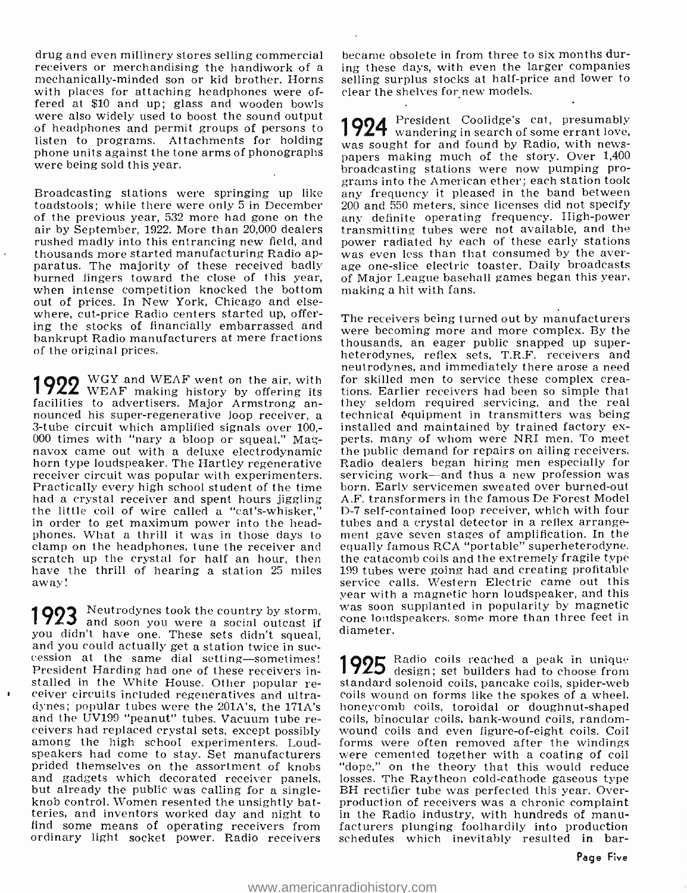drug and even millinery stores selling commercial receivers or merchandising the handiwork of a mechanically-minded son or kid brother. Horns with places for attaching headphones were offered at $10 and up; glass and wooden bowls were also widely used to boost the sound output of headphones and permit groups of persons to listen to programs. Attachments for holding phone units against the tone arms of phonographs were being sold this year.

Broadcasting stations were springing up like toadstools; while there were only 5 in December of the previous year, 532 more had gone on the air by September, 1922. More than 20,000 dealers rushed madly into this entrancing new field, and thousands more started manufacturing Radio apparatus. The majority of these received badly burned fingers toward the close of this year, when intense competition knocked the bottom out of prices. In New York, Chicago and elsewhere, cut-price Radio centers started up, offering the stocks of financially embarrassed and bankrupt Radio manufacturers at mere fractions of the original prices.

**1922** WGY and WEAF went on the air, with WEAF making history by offering its facilities to advertisers. Major Armstrong announced his super-regenerative loop receiver, a 3-tube circuit which amplified signals over 100,000 times with "nary a bloop or squeal." Magnavox came out with a deluxe electrodynamic horn type loudspeaker. The Hartley regenerative receiver circuit was popular with experimenters. Practically every high school student of the time had a crystal receiver and spent hours jiggling the little coil of wire called a "cat's-whisker," in order to get maximum power into the headphones. What a thrill it was in those days to clamp on the headphones, tune the receiver and scratch up the crystal for half an hour, then have the thrill of hearing a station 25 miles away!

**1923** Neutrodynes took the country by storm, and soon you were a social outcast if you didn't have one. These sets didn't squeal, and you could actually get a station twice in succession at the same dial setting—sometimes! President Harding had one of these receivers installed in the White House. Other popular receiver circuits included regeneratives and ultradynes; popular tubes were the 201A's, the 171A's and the UV199 "peanut" tubes. Vacuum tube receivers had replaced crystal sets, except possibly among the high school experimenters. Loudspeakers had come to stay. Set manufacturers prided themselves on the assortment of knobs and gadgets which decorated receiver panels, but already the public was calling for a single-knob control. Women resented the unsightly batteries, and inventors worked day and night to find some means of operating receivers from ordinary light socket power. Radio receivers became obsolete in from three to six months during these days, with even the larger companies selling surplus stocks at half-price and lower to clear the shelves for new models.

**1924** President Coolidge's cat, presumably wandering in search of some errant love, was sought for and found by Radio, with newspapers making much of the story. Over 1,400 broadcasting stations were now pumping programs into the American ether; each station took any frequency it pleased in the band between 200 and 550 meters, since licenses did not specify any definite operating frequency. High-power transmitting tubes were not available, and the power radiated by each of these early stations was even less than that consumed by the average one-slice electric toaster. Daily broadcasts of Major League baseball games began this year, making a hit with fans.

The receivers being turned out by manufacturers were becoming more and more complex. By the thousands, an eager public snapped up superheterodynes, reflex sets, T.R.F. receivers and neutrodynes, and immediately there arose a need for skilled men to service these complex creations. Earlier receivers had been so simple that they seldom required servicing, and the real technical équipment in transmitters was being installed and maintained by trained factory experts, many of whom were NRI men. To meet the public demand for repairs on ailing receivers, Radio dealers began hiring men especially for servicing work—and thus a new profession was born. Early servicemen sweated over burned-out A.F. transformers in the famous De Forest Model D-7 self-contained loop receiver, which with four tubes and a crystal detector in a reflex arrangement gave seven stages of amplification. In the equally famous RCA "portable" superheterodyne, the catacomb coils and the extremely fragile type 199 tubes were going bad and creating profitable service calls. Western Electric came out this year with a magnetic horn loudspeaker, and this was soon supplanted in popularity by magnetic cone loudspeakers, some more than three feet in diameter.

**1925** Radio coils reached a peak in unique design; set builders had to choose from standard solenoid coils, pancake coils, spider-web coils wound on forms like the spokes of a wheel, honeycomb coils, toroidal or doughnut-shaped coils, binocular coils, bank-wound coils, random-wound coils and even figure-of-eight coils. Coil forms were often removed after the windings were cemented together with a coating of coil "dope," on the theory that this would reduce losses. The Raytheon cold-cathode gaseous type BH rectifier tube was perfected this year. Overproduction of receivers was a chronic complaint in the Radio industry, with hundreds of manufacturers plunging foolhardily into production schedules which inevitably resulted in bar-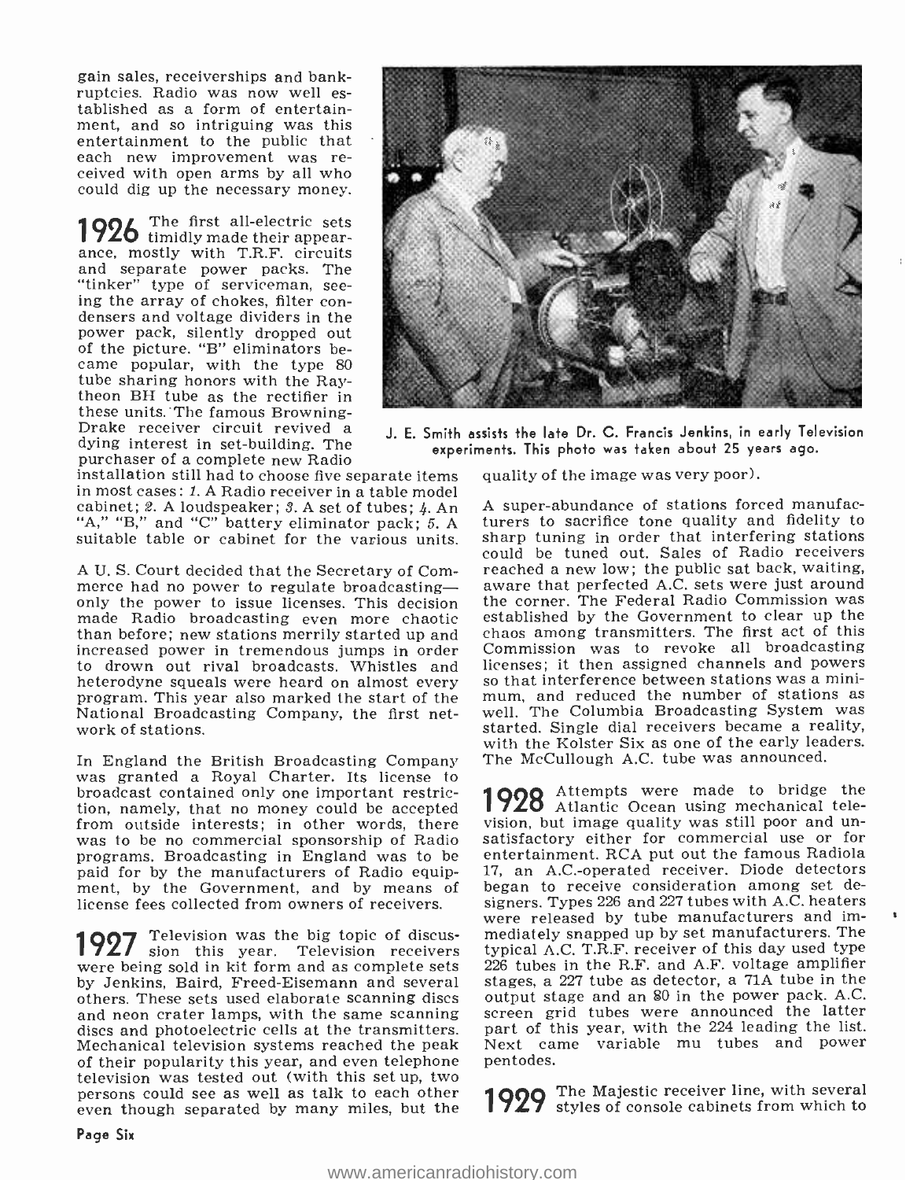gain sales, receiverships and bankruptcies. Radio was now well established as a form of entertainment, and so intriguing was this entertainment to the public that each new improvement was received with open arms by all who could dig up the necessary money.

**1926** The first all-electric sets timidly made their appearance, mostly with T.R.F. circuits and separate power packs. The "tinker" type of serviceman, seeing the array of chokes, filter condensers and voltage dividers in the power pack, silently dropped out of the picture. "B" eliminators became popular, with the type 80 tube sharing honors with the Raytheon BH tube as the rectifier in these units. The famous Browning-Drake receiver circuit revived a dying interest in set-building. The purchaser of a complete new Radio installation still had to choose five separate items in most cases: *1.* A Radio receiver in a table model cabinet; *2.* A loudspeaker; *3.* A set of tubes; *4.* An "A," "B," and "C" battery eliminator pack; *5.* A suitable table or cabinet for the various units.

A U. S. Court decided that the Secretary of Commerce had no power to regulate broadcasting—only the power to issue licenses. This decision made Radio broadcasting even more chaotic than before; new stations merrily started up and increased power in tremendous jumps in order to drown out rival broadcasts. Whistles and heterodyne squeals were heard on almost every program. This year also marked the start of the National Broadcasting Company, the first network of stations.

In England the British Broadcasting Company was granted a Royal Charter. Its license to broadcast contained only one important restriction, namely, that no money could be accepted from outside interests; in other words, there was to be no commercial sponsorship of Radio programs. Broadcasting in England was to be paid for by the manufacturers of Radio equipment, by the Government, and by means of license fees collected from owners of receivers.

**1927** Television was the big topic of discussion this year. Television receivers were being sold in kit form and as complete sets by Jenkins, Baird, Freed-Eisemann and several others. These sets used elaborate scanning discs and neon crater lamps, with the same scanning discs and photoelectric cells at the transmitters. Mechanical television systems reached the peak of their popularity this year, and even telephone television was tested out (with this set up, two persons could see as well as talk to each other even though separated by many miles, but the quality of the image was very poor).

J. E. Smith assists the late Dr. C. Francis Jenkins, in early Television experiments. This photo was taken about 25 years ago.

A super-abundance of stations forced manufacturers to sacrifice tone quality and fidelity to sharp tuning in order that interfering stations could be tuned out. Sales of Radio receivers reached a new low; the public sat back, waiting, aware that perfected A.C. sets were just around the corner. The Federal Radio Commission was established by the Government to clear up the chaos among transmitters. The first act of this Commission was to revoke all broadcasting licenses; it then assigned channels and powers so that interference between stations was a minimum, and reduced the number of stations as well. The Columbia Broadcasting System was started. Single dial receivers became a reality, with the Kolster Six as one of the early leaders. The McCullough A.C. tube was announced.

**1928** Attempts were made to bridge the Atlantic Ocean using mechanical television, but image quality was still poor and unsatisfactory either for commercial use or for entertainment. RCA put out the famous Radiola 17, an A.C.-operated receiver. Diode detectors began to receive consideration among set designers. Types 226 and 227 tubes with A.C. heaters were released by tube manufacturers and immediately snapped up by set manufacturers. The typical A.C. T.R.F. receiver of this day used type 226 tubes in the R.F. and A.F. voltage amplifier stages, a 227 tube as detector, a 71A tube in the output stage and an 80 in the power pack. A.C. screen grid tubes were announced the latter part of this year, with the 224 leading the list. Next came variable mu tubes and power pentodes.

**1929** The Majestic receiver line, with several styles of console cabinets from which to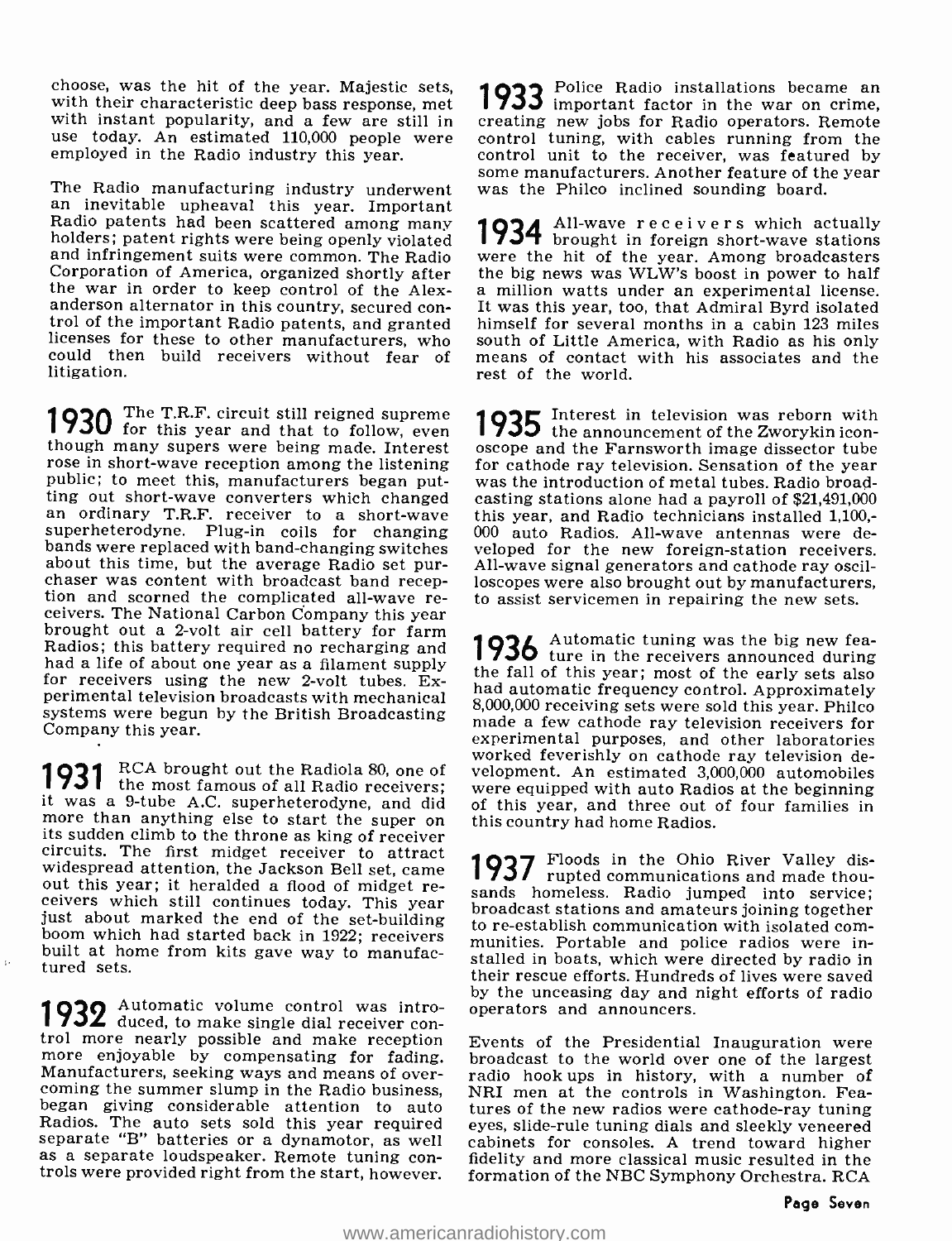choose, was the hit of the year. Majestic sets, with their characteristic deep bass response, met with instant popularity, and a few are still in use today. An estimated 110,000 people were employed in the Radio industry this year.

The Radio manufacturing industry underwent an inevitable upheaval this year. Important Radio patents had been scattered among many holders; patent rights were being openly violated and infringement suits were common. The Radio Corporation of America, organized shortly after the war in order to keep control of the Alexanderson alternator in this country, secured control of the important Radio patents, and granted licenses for these to other manufacturers, who could then build receivers without fear of litigation.

**1930** The T.R.F. circuit still reigned supreme for this year and that to follow, even though many supers were being made. Interest rose in short-wave reception among the listening public; to meet this, manufacturers began putting out short-wave converters which changed an ordinary T.R.F. receiver to a short-wave superheterodyne. Plug-in coils for changing bands were replaced with band-changing switches about this time, but the average Radio set purchaser was content with broadcast band reception and scorned the complicated all-wave receivers. The National Carbon Company this year brought out a 2-volt air cell battery for farm Radios; this battery required no recharging and had a life of about one year as a filament supply for receivers using the new 2-volt tubes. Experimental television broadcasts with mechanical systems were begun by the British Broadcasting Company this year.

**1931** RCA brought out the Radiola 80, one of the most famous of all Radio receivers; it was a 9-tube A.C. superheterodyne, and did more than anything else to start the super on its sudden climb to the throne as king of receiver circuits. The first midget receiver to attract widespread attention, the Jackson Bell set, came out this year; it heralded a flood of midget receivers which still continues today. This year just about marked the end of the set-building boom which had started back in 1922; receivers built at home from kits gave way to manufactured sets.

**1932** Automatic volume control was introduced, to make single dial receiver control more nearly possible and make reception more enjoyable by compensating for fading. Manufacturers, seeking ways and means of overcoming the summer slump in the Radio business, began giving considerable attention to auto Radios. The auto sets sold this year required separate "B" batteries or a dynamotor, as well as a separate loudspeaker. Remote tuning controls were provided right from the start, however.

**1933** Police Radio installations became an important factor in the war on crime, creating new jobs for Radio operators. Remote control tuning, with cables running from the control unit to the receiver, was featured by some manufacturers. Another feature of the year was the Philco inclined sounding board.

**1934** All-wave receivers which actually brought in foreign short-wave stations were the hit of the year. Among broadcasters the big news was WLW's boost in power to half a million watts under an experimental license. It was this year, too, that Admiral Byrd isolated himself for several months in a cabin 123 miles south of Little America, with Radio as his only means of contact with his associates and the rest of the world.

**1935** Interest in television was reborn with the announcement of the Zworykin iconoscope and the Farnsworth image dissector tube for cathode ray television. Sensation of the year was the introduction of metal tubes. Radio broadcasting stations alone had a payroll of $21,491,000 this year, and Radio technicians installed 1,100,000 auto Radios. All-wave antennas were developed for the new foreign-station receivers. All-wave signal generators and cathode ray oscilloscopes were also brought out by manufacturers, to assist servicemen in repairing the new sets.

**1936** Automatic tuning was the big new feature in the receivers announced during the fall of this year; most of the early sets also had automatic frequency control. Approximately 8,000,000 receiving sets were sold this year. Philco made a few cathode ray television receivers for experimental purposes, and other laboratories worked feverishly on cathode ray television development. An estimated 3,000,000 automobiles were equipped with auto Radios at the beginning of this year, and three out of four families in this country had home Radios.

**1937** Floods in the Ohio River Valley disrupted communications and made thousands homeless. Radio jumped into service; broadcast stations and amateurs joining together to re-establish communication with isolated communities. Portable and police radios were installed in boats, which were directed by radio in their rescue efforts. Hundreds of lives were saved by the unceasing day and night efforts of radio operators and announcers.

Events of the Presidential Inauguration were broadcast to the world over one of the largest radio hook ups in history, with a number of NRI men at the controls in Washington. Features of the new radios were cathode-ray tuning eyes, slide-rule tuning dials and sleekly veneered cabinets for consoles. A trend toward higher fidelity and more classical music resulted in the formation of the NBC Symphony Orchestra. RCA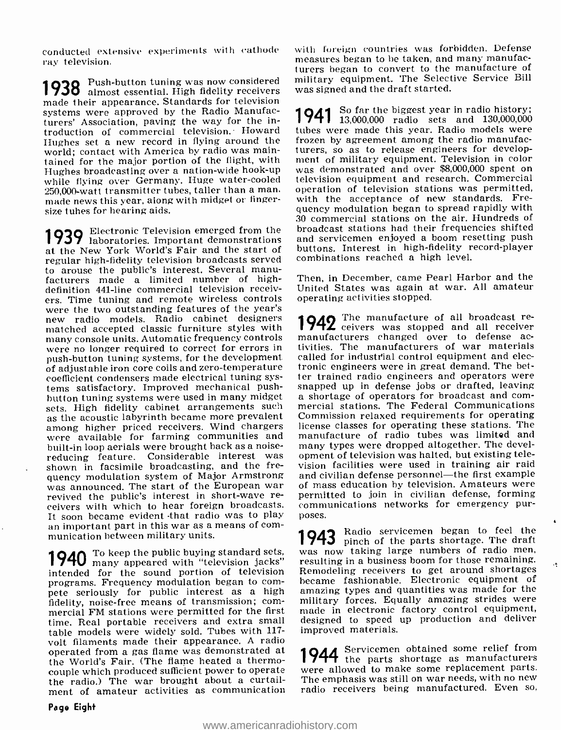conducted extensive experiments with cathode ray television.

**1938** Push-button tuning was now considered almost essential. High fidelity receivers made their appearance. Standards for television systems were approved by the Radio Manufacturers' Association, paving the way for the introduction of commercial television. Howard Hughes set a new record in flying around the world; contact with America by radio was maintained for the major portion of the flight, with Hughes broadcasting over a nation-wide hook-up while flying over Germany. Huge water-cooled 250,000-watt transmitter tubes, taller than a man, made news this year, along with midget or finger-size tubes for hearing aids.

**1939** Electronic Television emerged from the laboratories. Important demonstrations at the New York World's Fair and the start of regular high-fidelity television broadcasts served to arouse the public's interest. Several manufacturers made a limited number of high-definition 441-line commercial television receivers. Time tuning and remote wireless controls were the two outstanding features of the year's new radio models. Radio cabinet designers matched accepted classic furniture styles with many console units. Automatic frequency controls were no longer required to correct for errors in push-button tuning systems, for the development of adjustable iron core coils and zero-temperature coefficient condensers made electrical tuning systems satisfactory. Improved mechanical push-button tuning systems were used in many midget sets. High fidelity cabinet arrangements such as the acoustic labyrinth became more prevalent among higher priced receivers. Wind chargers were available for farming communities and built-in loop aerials were brought back as a noise-reducing feature. Considerable interest was shown in facsimile broadcasting, and the frequency modulation system of Major Armstrong was announced. The start of the European war revived the public's interest in short-wave receivers with which to hear foreign broadcasts. It soon became evident that radio was to play an important part in this war as a means of communication between military units.

**1940** To keep the public buying standard sets, many appeared with "television jacks" intended for the sound portion of television programs. Frequency modulation began to compete seriously for public interest as a high fidelity, noise-free means of transmission; commercial FM stations were permitted for the first time. Real portable receivers and extra small table models were widely sold. Tubes with 117-volt filaments made their appearance. A radio operated from a gas flame was demonstrated at the World's Fair. (The flame heated a thermocouple which produced sufficient power to operate the radio.) The war brought about a curtailment of amateur activities as communication with foreign countries was forbidden. Defense measures began to be taken, and many manufacturers began to convert to the manufacture of military equipment. The Selective Service Bill was signed and the draft started.

**1941** So far the biggest year in radio history; 13,000,000 radio sets and 130,000,000 tubes were made this year. Radio models were frozen by agreement among the radio manufacturers, so as to release engineers for development of military equipment. Television in color was demonstrated and over $8,000,000 spent on television equipment and research. Commercial operation of television stations was permitted, with the acceptance of new standards. Frequency modulation began to spread rapidly with 30 commercial stations on the air. Hundreds of broadcast stations had their frequencies shifted and servicemen enjoyed a boom resetting push buttons. Interest in high-fidelity record-player combinations reached a high level.

Then, in December, came Pearl Harbor and the United States was again at war. All amateur operating activities stopped.

**1942** The manufacture of all broadcast receivers was stopped and all receiver manufacturers changed over to defense activities. The manufacturers of war materials called for industrial control equipment and electronic engineers were in great demand. The better trained radio engineers and operators were snapped up in defense jobs or drafted, leaving a shortage of operators for broadcast and commercial stations. The Federal Communications Commission relaxed requirements for operating license classes for operating these stations. The manufacture of radio tubes was limited and many types were dropped altogether. The development of television was halted, but existing television facilities were used in training air raid and civilian defense personnel—the first example of mass education by television. Amateurs were permitted to join in civilian defense, forming communications networks for emergency purposes.

**1943** Radio servicemen began to feel the pinch of the parts shortage. The draft was now taking large numbers of radio men, resulting in a business boom for those remaining. Remodeling receivers to get around shortages became fashionable. Electronic equipment of amazing types and quantities was made for the military forces. Equally amazing strides were made in electronic factory control equipment, designed to speed up production and deliver improved materials.

**1944** Servicemen obtained some relief from the parts shortage as manufacturers were allowed to make some replacement parts. The emphasis was still on war needs, with no new radio receivers being manufactured. Even so,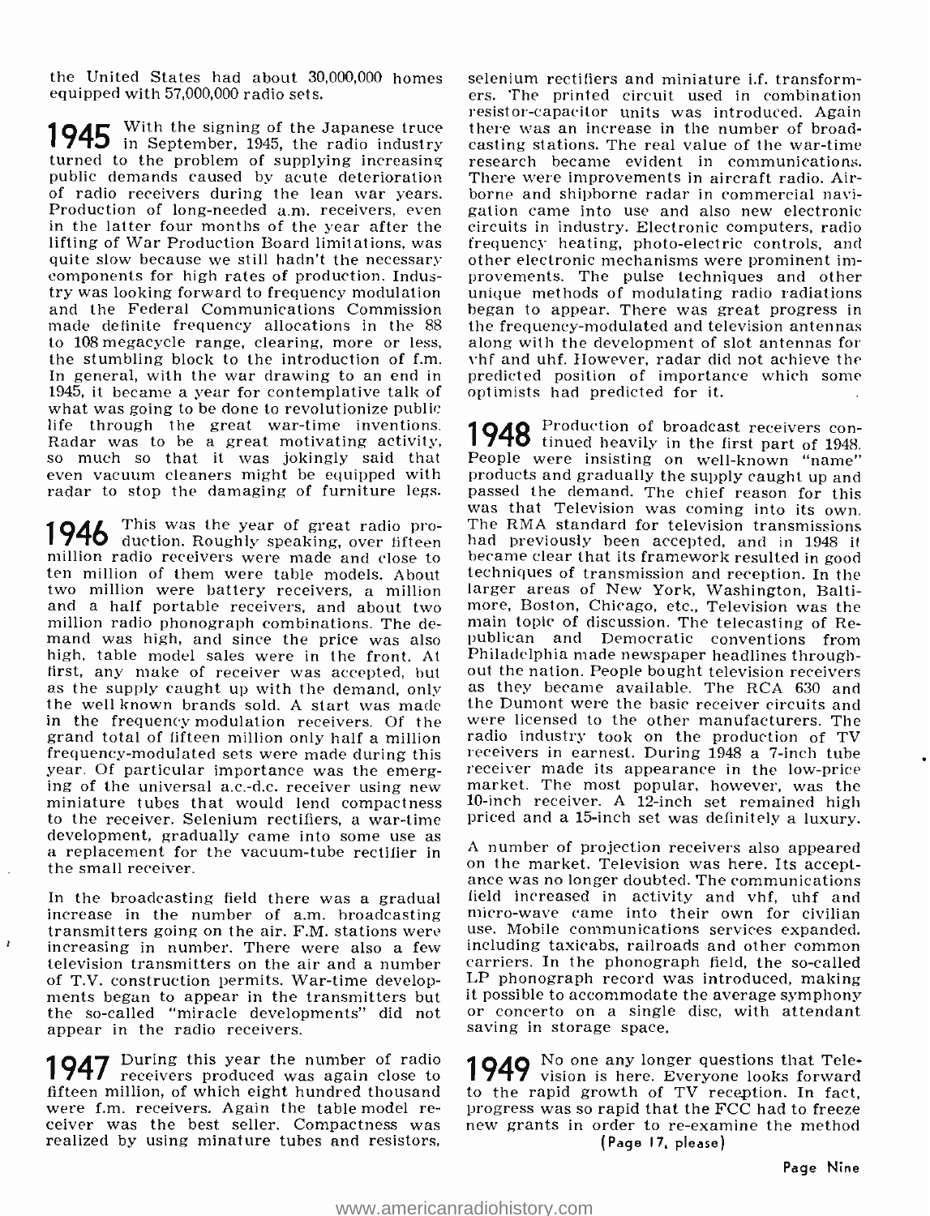the United States had about 30,000,000 homes equipped with 57,000,000 radio sets.

**1945** With the signing of the Japanese truce in September, 1945, the radio industry turned to the problem of supplying increasing public demands caused by acute deterioration of radio receivers during the lean war years. Production of long-needed a.m. receivers, even in the latter four months of the year after the lifting of War Production Board limitations, was quite slow because we still hadn't the necessary components for high rates of production. Industry was looking forward to frequency modulation and the Federal Communications Commission made definite frequency allocations in the 88 to 108 megacycle range, clearing, more or less, the stumbling block to the introduction of f.m. In general, with the war drawing to an end in 1945, it became a year for contemplative talk of what was going to be done to revolutionize public life through the great war-time inventions. Radar was to be a great motivating activity, so much so that it was jokingly said that even vacuum cleaners might be equipped with radar to stop the damaging of furniture legs.

**1946** This was the year of great radio production. Roughly speaking, over fifteen million radio receivers were made and close to ten million of them were table models. About two million were battery receivers, a million and a half portable receivers, and about two million radio phonograph combinations. The demand was high, and since the price was also high, table model sales were in the front. At first, any make of receiver was accepted, but as the supply caught up with the demand, only the well known brands sold. A start was made in the frequency modulation receivers. Of the grand total of fifteen million only half a million frequency-modulated sets were made during this year. Of particular importance was the emerging of the universal a.c.-d.c. receiver using new miniature tubes that would lend compactness to the receiver. Selenium rectifiers, a war-time development, gradually came into some use as a replacement for the vacuum-tube rectifier in the small receiver.

In the broadcasting field there was a gradual increase in the number of a.m. broadcasting transmitters going on the air. F.M. stations were increasing in number. There were also a few television transmitters on the air and a number of T.V. construction permits. War-time developments began to appear in the transmitters but the so-called "miracle developments" did not appear in the radio receivers.

**1947** During this year the number of radio receivers produced was again close to fifteen million, of which eight hundred thousand were f.m. receivers. Again the table model receiver was the best seller. Compactness was realized by using minature tubes and resistors, selenium rectifiers and miniature i.f. transformers. The printed circuit used in combination resistor-capacitor units was introduced. Again there was an increase in the number of broadcasting stations. The real value of the war-time research became evident in communications. There were improvements in aircraft radio. Airborne and shipborne radar in commercial navigation came into use and also new electronic circuits in industry. Electronic computers, radio frequency heating, photo-electric controls, and other electronic mechanisms were prominent improvements. The pulse techniques and other unique methods of modulating radio radiations began to appear. There was great progress in the frequency-modulated and television antennas along with the development of slot antennas for vhf and uhf. However, radar did not achieve the predicted position of importance which some optimists had predicted for it.

**1948** Production of broadcast receivers continued heavily in the first part of 1948. People were insisting on well-known "name" products and gradually the supply caught up and passed the demand. The chief reason for this was that Television was coming into its own. The RMA standard for television transmissions had previously been accepted, and in 1948 it became clear that its framework resulted in good techniques of transmission and reception. In the larger areas of New York, Washington, Baltimore, Boston, Chicago, etc., Television was the main topic of discussion. The telecasting of Republican and Democratic conventions from Philadelphia made newspaper headlines throughout the nation. People bought television receivers as they became available. The RCA 630 and the Dumont were the basic receiver circuits and were licensed to the other manufacturers. The radio industry took on the production of TV receivers in earnest. During 1948 a 7-inch tube receiver made its appearance in the low-price market. The most popular, however, was the 10-inch receiver. A 12-inch set remained high priced and a 15-inch set was definitely a luxury.

A number of projection receivers also appeared on the market. Television was here. Its acceptance was no longer doubted. The communications field increased in activity and vhf, uhf and micro-wave came into their own for civilian use. Mobile communications services expanded, including taxicabs, railroads and other common carriers. In the phonograph field, the so-called LP phonograph record was introduced, making it possible to accommodate the average symphony or concerto on a single disc, with attendant saving in storage space.

**1949** No one any longer questions that Television is here. Everyone looks forward to the rapid growth of TV reception. In fact, progress was so rapid that the FCC had to freeze new grants in order to re-examine the method

(Page 17, please)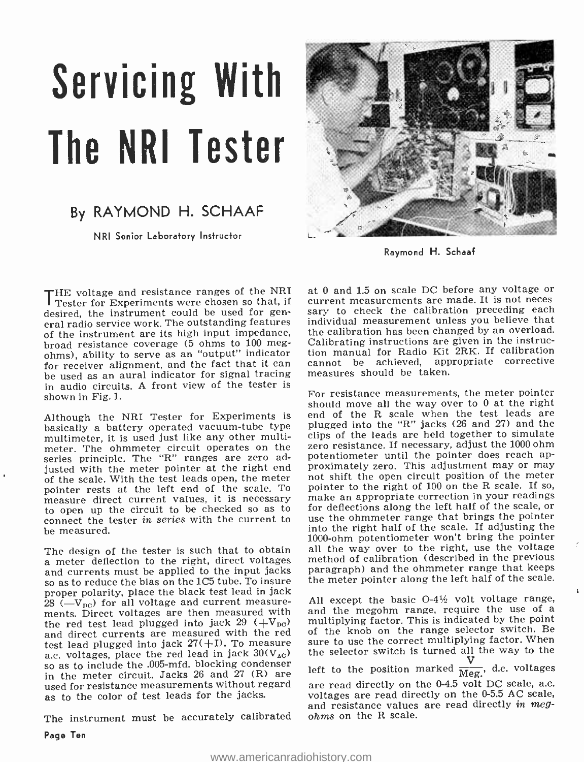# Servicing With The NRI Tester

## By RAYMOND H. SCHAAF

NRI Senior Laboratory Instructor

Raymond H. Schaaf

THE voltage and resistance ranges of the NRI Tester for Experiments were chosen so that, if desired, the instrument could be used for general radio service work. The outstanding features of the instrument are its high input impedance, broad resistance coverage (5 ohms to 100 megohms), ability to serve as an "output" indicator for receiver alignment, and the fact that it can be used as an aural indicator for signal tracing in audio circuits. A front view of the tester is shown in Fig. 1.

Although the NRI Tester for Experiments is basically a battery operated vacuum-tube type multimeter, it is used just like any other multimeter. The ohmmeter circuit operates on the series principle. The "R" ranges are zero adjusted with the meter pointer at the right end of the scale. With the test leads open, the meter pointer rests at the left end of the scale. To measure direct current values, it is necessary to open up the circuit to be checked so as to connect the tester *in series* with the current to be measured.

The design of the tester is such that to obtain a meter deflection to the right, direct voltages and currents must be applied to the input jacks so as to reduce the bias on the 1C5 tube. To insure proper polarity, place the black test lead in jack 28 ($-V_{DC}$) for all voltage and current measurements. Direct voltages are then measured with the red test lead plugged into jack 29 ($+V_{DC}$) and direct currents are measured with the red test lead plugged into jack 27(+I). To measure a.c. voltages, place the red lead in jack 30($V_{AC}$) so as to include the .005-mfd. blocking condenser in the meter circuit. Jacks 26 and 27 (R) are used for resistance measurements without regard as to the color of test leads for the jacks.

The instrument must be accurately calibrated at 0 and 1.5 on scale DC before any voltage or current measurements are made. It is not necessary to check the calibration preceding each individual measurement unless you believe that the calibration has been changed by an overload. Calibrating instructions are given in the instruction manual for Radio Kit 2RK. If calibration cannot be achieved, appropriate corrective measures should be taken.

For resistance measurements, the meter pointer should move all the way over to 0 at the right end of the R scale when the test leads are plugged into the "R" jacks (26 and 27) and the clips of the leads are held together to simulate zero resistance. If necessary, adjust the 1000 ohm potentiometer until the pointer does reach approximately zero. This adjustment may or may not shift the open circuit position of the meter pointer to the right of 100 on the R scale. If so, make an appropriate correction in your readings for deflections along the left half of the scale, or use the ohmmeter range that brings the pointer into the right half of the scale. If adjusting the 1000-ohm potentiometer won't bring the pointer all the way over to the right, use the voltage method of calibration (described in the previous paragraph) and the ohmmeter range that keeps the meter pointer along the left half of the scale.

All except the basic 0-4½ volt voltage range, and the megohm range, require the use of a multiplying factor. This is indicated by the point of the knob on the range selector switch. Be sure to use the correct multiplying factor. When the selector switch is turned all the way to the left to the position marked $\frac{V}{Meg.}$, d.c. voltages are read directly on the 0-4.5 volt DC scale, a.c. voltages are read directly on the 0-5.5 AC scale, and resistance values are read directly *in megohms* on the R scale.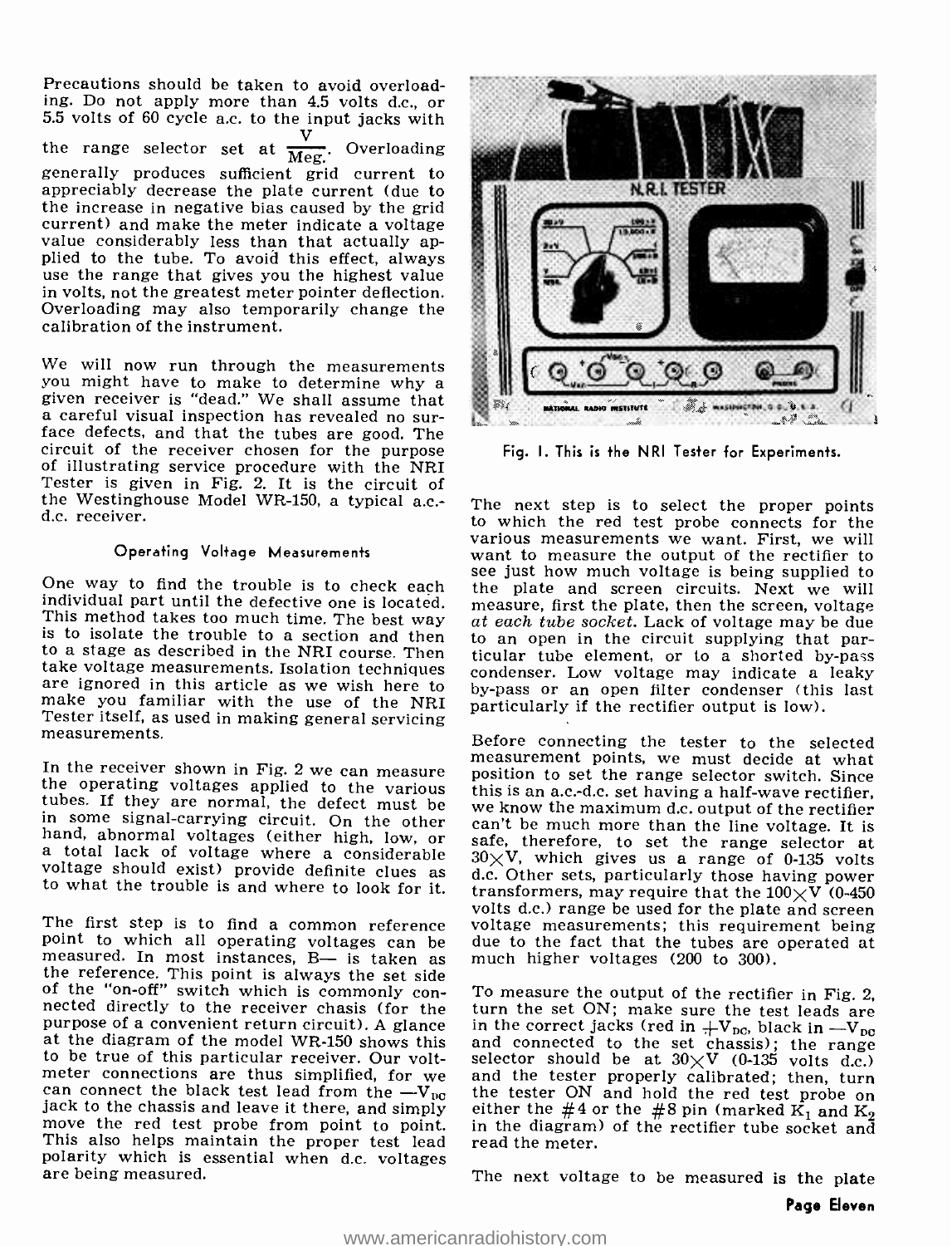Precautions should be taken to avoid overloading. Do not apply more than 4.5 volts d.c., or 5.5 volts of 60 cycle a.c. to the input jacks with the range selector set at $\frac{V}{Meg.}$. Overloading generally produces sufficient grid current to appreciably decrease the plate current (due to the increase in negative bias caused by the grid current) and make the meter indicate a voltage value considerably less than that actually applied to the tube. To avoid this effect, always use the range that gives you the highest value in volts, not the greatest meter pointer deflection. Overloading may also temporarily change the calibration of the instrument.

We will now run through the measurements you might have to make to determine why a given receiver is "dead." We shall assume that a careful visual inspection has revealed no surface defects, and that the tubes are good. The circuit of the receiver chosen for the purpose of illustrating service procedure with the NRI Tester is given in Fig. 2. It is the circuit of the Westinghouse Model WR-150, a typical a.c.-d.c. receiver.

### Operating Voltage Measurements

One way to find the trouble is to check each individual part until the defective one is located. This method takes too much time. The best way is to isolate the trouble to a section and then to a stage as described in the NRI course. Then take voltage measurements. Isolation techniques are ignored in this article as we wish here to make you familiar with the use of the NRI Tester itself, as used in making general servicing measurements.

In the receiver shown in Fig. 2 we can measure the operating voltages applied to the various tubes. If they are normal, the defect must be in some signal-carrying circuit. On the other hand, abnormal voltages (either high, low, or a total lack of voltage where a considerable voltage should exist) provide definite clues as to what the trouble is and where to look for it.

The first step is to find a common reference point to which all operating voltages can be measured. In most instances, B— is taken as the reference. This point is always the set side of the "on-off" switch which is commonly connected directly to the receiver chasis (for the purpose of a convenient return circuit). A glance at the diagram of the model WR-150 shows this to be true of this particular receiver. Our voltmeter connections are thus simplified, for we can connect the black test lead from the $-V_{DC}$ jack to the chassis and leave it there, and simply move the red test probe from point to point. This also helps maintain the proper test lead polarity which is essential when d.c. voltages are being measured.

Fig. 1. This is the NRI Tester for Experiments.

The next step is to select the proper points to which the red test probe connects for the various measurements we want. First, we will want to measure the output of the rectifier to see just how much voltage is being supplied to the plate and screen circuits. Next we will measure, first the plate, then the screen, voltage *at each tube socket*. Lack of voltage may be due to an open in the circuit supplying that particular tube element, or to a shorted by-pass condenser. Low voltage may indicate a leaky by-pass or an open filter condenser (this last particularly if the rectifier output is low).

Before connecting the tester to the selected measurement points, we must decide at what position to set the range selector switch. Since this is an a.c.-d.c. set having a half-wave rectifier, we know the maximum d.c. output of the rectifier can't be much more than the line voltage. It is safe, therefore, to set the range selector at $30\times V$, which gives us a range of 0-135 volts d.c. Other sets, particularly those having power transformers, may require that the $100\times V$ (0-450 volts d.c.) range be used for the plate and screen voltage measurements; this requirement being due to the fact that the tubes are operated at much higher voltages (200 to 300).

To measure the output of the rectifier in Fig. 2, turn the set ON; make sure the test leads are in the correct jacks (red in $+V_{DC}$, black in $-V_{DC}$ and connected to the set chassis); the range selector should be at $30\times V$ (0-135 volts d.c.) and the tester properly calibrated; then, turn the tester ON and hold the red test probe on either the #4 or the #8 pin (marked $K_1$ and $K_2$ in the diagram) of the rectifier tube socket and read the meter.

The next voltage to be measured is the plate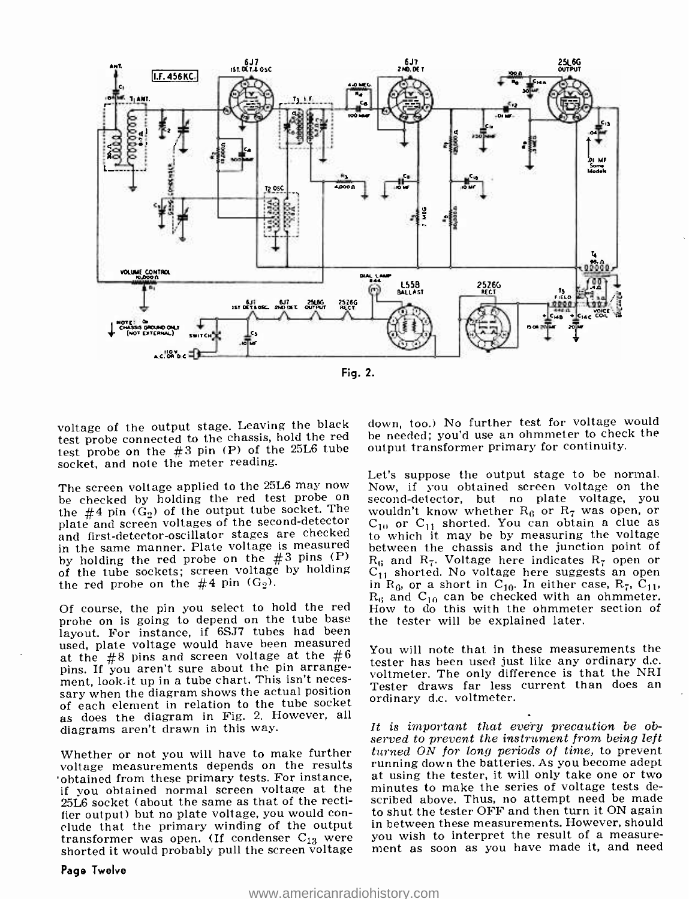Fig. 2.

voltage of the output stage. Leaving the black test probe connected to the chassis, hold the red test probe on the #3 pin (P) of the 25L6 tube socket, and note the meter reading.

The screen voltage applied to the 25L6 may now be checked by holding the red test probe on the #4 pin ($G_2$) of the output tube socket. The plate and screen voltages of the second-detector and first-detector-oscillator stages are checked in the same manner. Plate voltage is measured by holding the red probe on the #3 pins (P) of the tube sockets; screen voltage by holding the red probe on the #4 pin ($G_2$).

Of course, the pin you select to hold the red probe on is going to depend on the tube base layout. For instance, if 6SJ7 tubes had been used, plate voltage would have been measured at the #8 pins and screen voltage at the #6 pins. If you aren't sure about the pin arrangement, look it up in a tube chart. This isn't necessary when the diagram shows the actual position of each element in relation to the tube socket as does the diagram in Fig. 2. However, all diagrams aren't drawn in this way.

Whether or not you will have to make further voltage measurements depends on the results obtained from these primary tests. For instance, if you obtained normal screen voltage at the 25L6 socket (about the same as that of the rectifier output) but no plate voltage, you would conclude that the primary winding of the output transformer was open. (If condenser $C_{13}$ were shorted it would probably pull the screen voltage down, too.) No further test for voltage would be needed; you'd use an ohmmeter to check the output transformer primary for continuity.

Let's suppose the output stage to be normal. Now, if you obtained screen voltage on the second-detector, but no plate voltage, you wouldn't know whether $R_6$ or $R_7$ was open, or $C_{10}$ or $C_{11}$ shorted. You can obtain a clue as to which it may be by measuring the voltage between the chassis and the junction point of $R_6$ and $R_7$. Voltage here indicates $R_7$ open or $C_{11}$ shorted. No voltage here suggests an open in $R_6$, or a short in $C_{10}$. In either case, $R_7$, $C_{11}$, $R_6$ and $C_{10}$ can be checked with an ohmmeter. How to do this with the ohmmeter section of the tester will be explained later.

You will note that in these measurements the tester has been used just like any ordinary d.c. voltmeter. The only difference is that the NRI Tester draws far less current than does an ordinary d.c. voltmeter.

*It is important that every precaution be observed to prevent the instrument from being left turned ON for long periods of time,* to prevent running down the batteries. As you become adept at using the tester, it will only take one or two minutes to make the series of voltage tests described above. Thus, no attempt need be made to shut the tester OFF and then turn it ON again in between these measurements. However, should you wish to interpret the result of a measurement as soon as you have made it, and need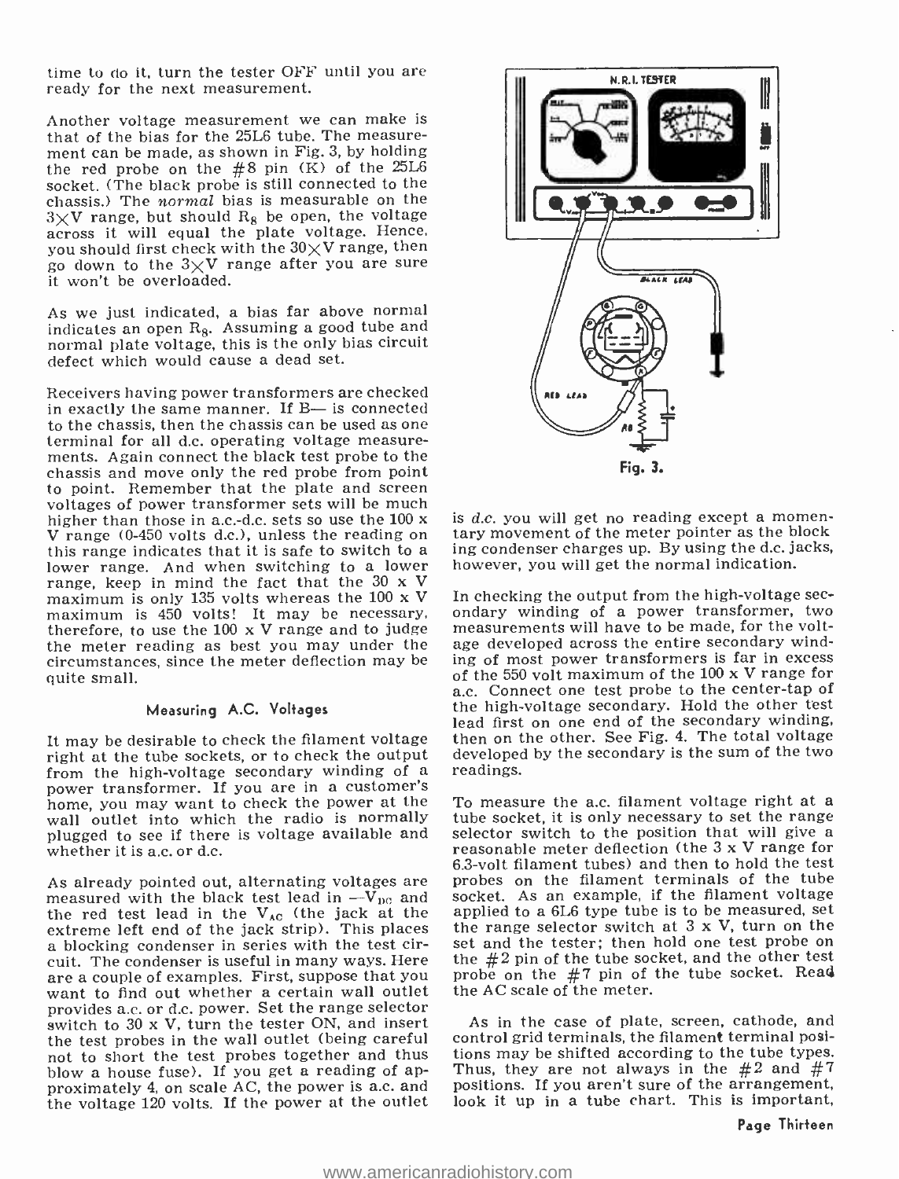time to do it, turn the tester OFF until you are ready for the next measurement.

Another voltage measurement we can make is that of the bias for the 25L6 tube. The measurement can be made, as shown in Fig. 3, by holding the red probe on the #8 pin (K) of the 25L6 socket. (The black probe is still connected to the chassis.) The *normal* bias is measurable on the 3×V range, but should $R_8$ be open, the voltage across it will equal the plate voltage. Hence, you should first check with the 30×V range, then go down to the 3×V range after you are sure it won't be overloaded.

As we just indicated, a bias far above normal indicates an open $R_8$. Assuming a good tube and normal plate voltage, this is the only bias circuit defect which would cause a dead set.

Receivers having power transformers are checked in exactly the same manner. If B— is connected to the chassis, then the chassis can be used as one terminal for all d.c. operating voltage measurements. Again connect the black test probe to the chassis and move only the red probe from point to point. Remember that the plate and screen voltages of power transformer sets will be much higher than those in a.c.-d.c. sets so use the 100 x V range (0-450 volts d.c.), unless the reading on this range indicates that it is safe to switch to a lower range. And when switching to a lower range, keep in mind the fact that the 30 x V maximum is only 135 volts whereas the 100 x V maximum is 450 volts! It may be necessary, therefore, to use the 100 x V range and to judge the meter reading as best you may under the circumstances, since the meter deflection may be quite small.

Fig. 3.

### Measuring A.C. Voltages

It may be desirable to check the filament voltage right at the tube sockets, or to check the output from the high-voltage secondary winding of a power transformer. If you are in a customer's home, you may want to check the power at the wall outlet into which the radio is normally plugged to see if there is voltage available and whether it is a.c. or d.c.

As already pointed out, alternating voltages are measured with the black test lead in $-V_{DC}$ and the red test lead in the $V_{AC}$ (the jack at the extreme left end of the jack strip). This places a blocking condenser in series with the test circuit. The condenser is useful in many ways. Here are a couple of examples. First, suppose that you want to find out whether a certain wall outlet provides a.c. or d.c. power. Set the range selector switch to 30 x V, turn the tester ON, and insert the test probes in the wall outlet (being careful not to short the test probes together and thus blow a house fuse). If you get a reading of approximately 4, on scale AC, the power is a.c. and the voltage 120 volts. If the power at the outlet is *d.c.* you will get no reading except a momentary movement of the meter pointer as the blocking condenser charges up. By using the d.c. jacks, however, you will get the normal indication.

In checking the output from the high-voltage secondary winding of a power transformer, two measurements will have to be made, for the voltage developed across the entire secondary winding of most power transformers is far in excess of the 550 volt maximum of the 100 x V range for a.c. Connect one test probe to the center-tap of the high-voltage secondary. Hold the other test lead first on one end of the secondary winding, then on the other. See Fig. 4. The total voltage developed by the secondary is the sum of the two readings.

To measure the a.c. filament voltage right at a tube socket, it is only necessary to set the range selector switch to the position that will give a reasonable meter deflection (the 3 x V range for 6.3-volt filament tubes) and then to hold the test probes on the filament terminals of the tube socket. As an example, if the filament voltage applied to a 6L6 type tube is to be measured, set the range selector switch at 3 x V, turn on the set and the tester; then hold one test probe on the #2 pin of the tube socket, and the other test probe on the #7 pin of the tube socket. Read the AC scale of the meter.

As in the case of plate, screen, cathode, and control grid terminals, the filament terminal positions may be shifted according to the tube types. Thus, they are not always in the #2 and #7 positions. If you aren't sure of the arrangement, look it up in a tube chart. This is important,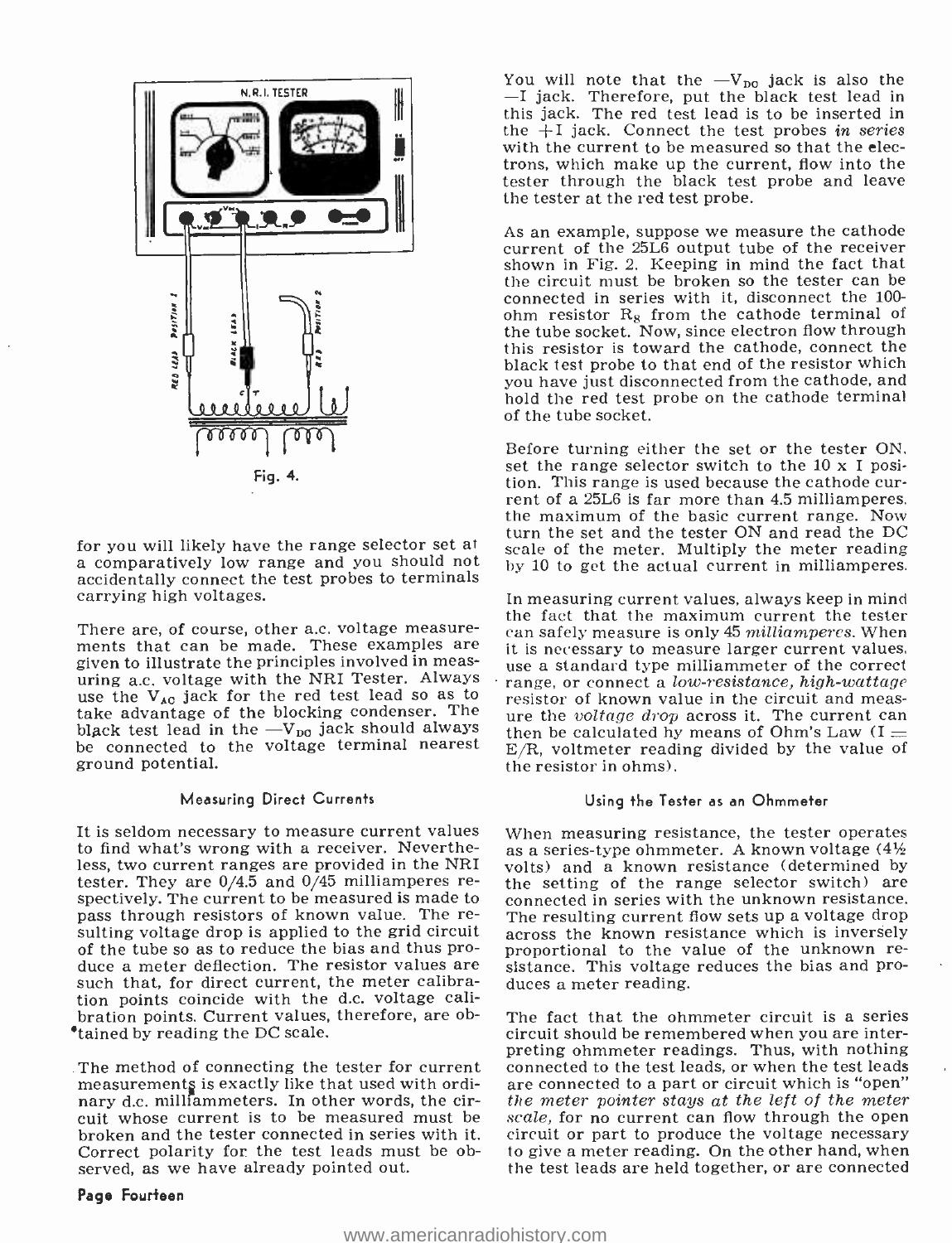Fig. 4.

for you will likely have the range selector set at a comparatively low range and you should not accidentally connect the test probes to terminals carrying high voltages.

There are, of course, other a.c. voltage measurements that can be made. These examples are given to illustrate the principles involved in measuring a.c. voltage with the NRI Tester. Always use the $V_{AC}$ jack for the red test lead so as to take advantage of the blocking condenser. The black test lead in the $-V_{DC}$ jack should always be connected to the voltage terminal nearest ground potential.

### Measuring Direct Currents

It is seldom necessary to measure current values to find what's wrong with a receiver. Nevertheless, two current ranges are provided in the NRI tester. They are 0/4.5 and 0/45 milliamperes respectively. The current to be measured is made to pass through resistors of known value. The resulting voltage drop is applied to the grid circuit of the tube so as to reduce the bias and thus produce a meter deflection. The resistor values are such that, for direct current, the meter calibration points coincide with the d.c. voltage calibration points. Current values, therefore, are obtained by reading the DC scale.

The method of connecting the tester for current measurements is exactly like that used with ordinary d.c. milliammeters. In other words, the circuit whose current is to be measured must be broken and the tester connected in series with it. Correct polarity for the test leads must be observed, as we have already pointed out.

You will note that the $-V_{DC}$ jack is also the $-$I jack. Therefore, put the black test lead in this jack. The red test lead is to be inserted in the +I jack. Connect the test probes *in series* with the current to be measured so that the electrons, which make up the current, flow into the tester through the black test probe and leave the tester at the red test probe.

As an example, suppose we measure the cathode current of the 25L6 output tube of the receiver shown in Fig. 2. Keeping in mind the fact that the circuit must be broken so the tester can be connected in series with it, disconnect the 100-ohm resistor $R_8$ from the cathode terminal of the tube socket. Now, since electron flow through this resistor is toward the cathode, connect the black test probe to that end of the resistor which you have just disconnected from the cathode, and hold the red test probe on the cathode terminal of the tube socket.

Before turning either the set or the tester ON, set the range selector switch to the 10 x I position. This range is used because the cathode current of a 25L6 is far more than 4.5 milliamperes, the maximum of the basic current range. Now turn the set and the tester ON and read the DC scale of the meter. Multiply the meter reading by 10 to get the actual current in milliamperes.

In measuring current values, always keep in mind the fact that the maximum current the tester can safely measure is only 45 *milliamperes*. When it is necessary to measure larger current values, use a standard type milliammeter of the correct range, or connect a *low-resistance, high-wattage* resistor of known value in the circuit and measure the *voltage drop* across it. The current can then be calculated by means of Ohm's Law ($I = E/R$, voltmeter reading divided by the value of the resistor in ohms).

### Using the Tester as an Ohmmeter

When measuring resistance, the tester operates as a series-type ohmmeter. A known voltage (4½ volts) and a known resistance (determined by the setting of the range selector switch) are connected in series with the unknown resistance. The resulting current flow sets up a voltage drop across the known resistance which is inversely proportional to the value of the unknown resistance. This voltage reduces the bias and produces a meter reading.

The fact that the ohmmeter circuit is a series circuit should be remembered when you are interpreting ohmmeter readings. Thus, with nothing connected to the test leads, or when the test leads are connected to a part or circuit which is "open" *the meter pointer stays at the left of the meter scale*, for no current can flow through the open circuit or part to produce the voltage necessary to give a meter reading. On the other hand, when the test leads are held together, or are connected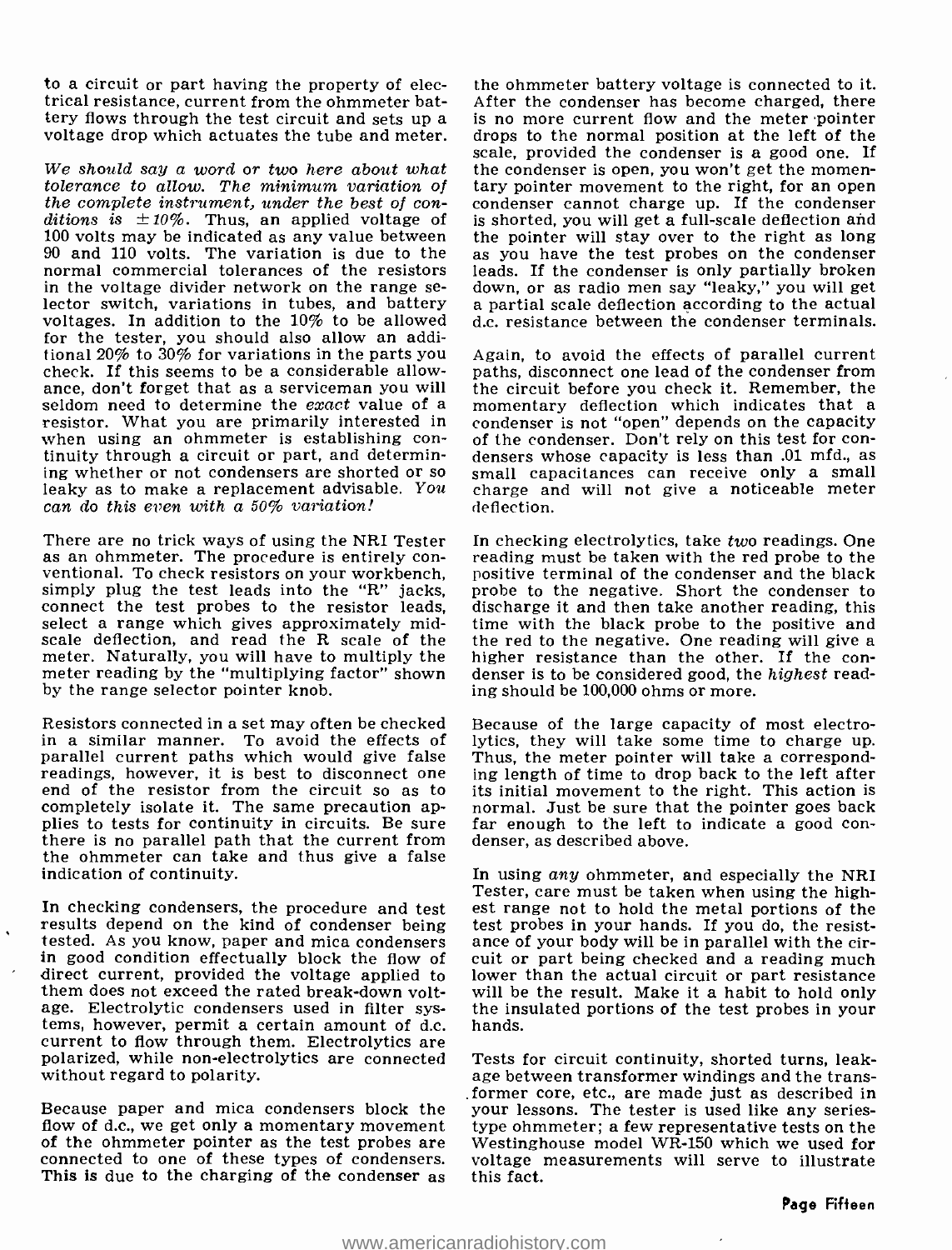to a circuit or part having the property of electrical resistance, current from the ohmmeter battery flows through the test circuit and sets up a voltage drop which actuates the tube and meter.

*We should say a word or two here about what tolerance to allow. The minimum variation of the complete instrument, under the best of conditions is ±10%.* Thus, an applied voltage of 100 volts may be indicated as any value between 90 and 110 volts. The variation is due to the normal commercial tolerances of the resistors in the voltage divider network on the range selector switch, variations in tubes, and battery voltages. In addition to the 10% to be allowed for the tester, you should also allow an additional 20% to 30% for variations in the parts you check. If this seems to be a considerable allowance, don't forget that as a serviceman you will seldom need to determine the *exact* value of a resistor. What you are primarily interested in when using an ohmmeter is establishing continuity through a circuit or part, and determining whether or not condensers are shorted or so leaky as to make a replacement advisable. *You can do this even with a 50% variation!*

There are no trick ways of using the NRI Tester as an ohmmeter. The procedure is entirely conventional. To check resistors on your workbench, simply plug the test leads into the "R" jacks, connect the test probes to the resistor leads, select a range which gives approximately midscale deflection, and read the R scale of the meter. Naturally, you will have to multiply the meter reading by the "multiplying factor" shown by the range selector pointer knob.

Resistors connected in a set may often be checked in a similar manner. To avoid the effects of parallel current paths which would give false readings, however, it is best to disconnect one end of the resistor from the circuit so as to completely isolate it. The same precaution applies to tests for continuity in circuits. Be sure there is no parallel path that the current from the ohmmeter can take and thus give a false indication of continuity.

In checking condensers, the procedure and test results depend on the kind of condenser being tested. As you know, paper and mica condensers in good condition effectually block the flow of direct current, provided the voltage applied to them does not exceed the rated break-down voltage. Electrolytic condensers used in filter systems, however, permit a certain amount of d.c. current to flow through them. Electrolytics are polarized, while non-electrolytics are connected without regard to polarity.

Because paper and mica condensers block the flow of d.c., we get only a momentary movement of the ohmmeter pointer as the test probes are connected to one of these types of condensers. This is due to the charging of the condenser as the ohmmeter battery voltage is connected to it. After the condenser has become charged, there is no more current flow and the meter pointer drops to the normal position at the left of the scale, provided the condenser is a good one. If the condenser is open, you won't get the momentary pointer movement to the right, for an open condenser cannot charge up. If the condenser is shorted, you will get a full-scale deflection and the pointer will stay over to the right as long as you have the test probes on the condenser leads. If the condenser is only partially broken down, or as radio men say "leaky," you will get a partial scale deflection according to the actual d.c. resistance between the condenser terminals.

Again, to avoid the effects of parallel current paths, disconnect one lead of the condenser from the circuit before you check it. Remember, the momentary deflection which indicates that a condenser is not "open" depends on the capacity of the condenser. Don't rely on this test for condensers whose capacity is less than .01 mfd., as small capacitances can receive only a small charge and will not give a noticeable meter deflection.

In checking electrolytics, take *two* readings. One reading must be taken with the red probe to the positive terminal of the condenser and the black probe to the negative. Short the condenser to discharge it and then take another reading, this time with the black probe to the positive and the red to the negative. One reading will give a higher resistance than the other. If the condenser is to be considered good, the *highest* reading should be 100,000 ohms or more.

Because of the large capacity of most electrolytics, they will take some time to charge up. Thus, the meter pointer will take a corresponding length of time to drop back to the left after its initial movement to the right. This action is normal. Just be sure that the pointer goes back far enough to the left to indicate a good condenser, as described above.

In using *any* ohmmeter, and especially the NRI Tester, care must be taken when using the highest range not to hold the metal portions of the test probes in your hands. If you do, the resistance of your body will be in parallel with the circuit or part being checked and a reading much lower than the actual circuit or part resistance will be the result. Make it a habit to hold only the insulated portions of the test probes in your hands.

Tests for circuit continuity, shorted turns, leakage between transformer windings and the transformer core, etc., are made just as described in your lessons. The tester is used like any series-type ohmmeter; a few representative tests on the Westinghouse model WR-150 which we used for voltage measurements will serve to illustrate this fact.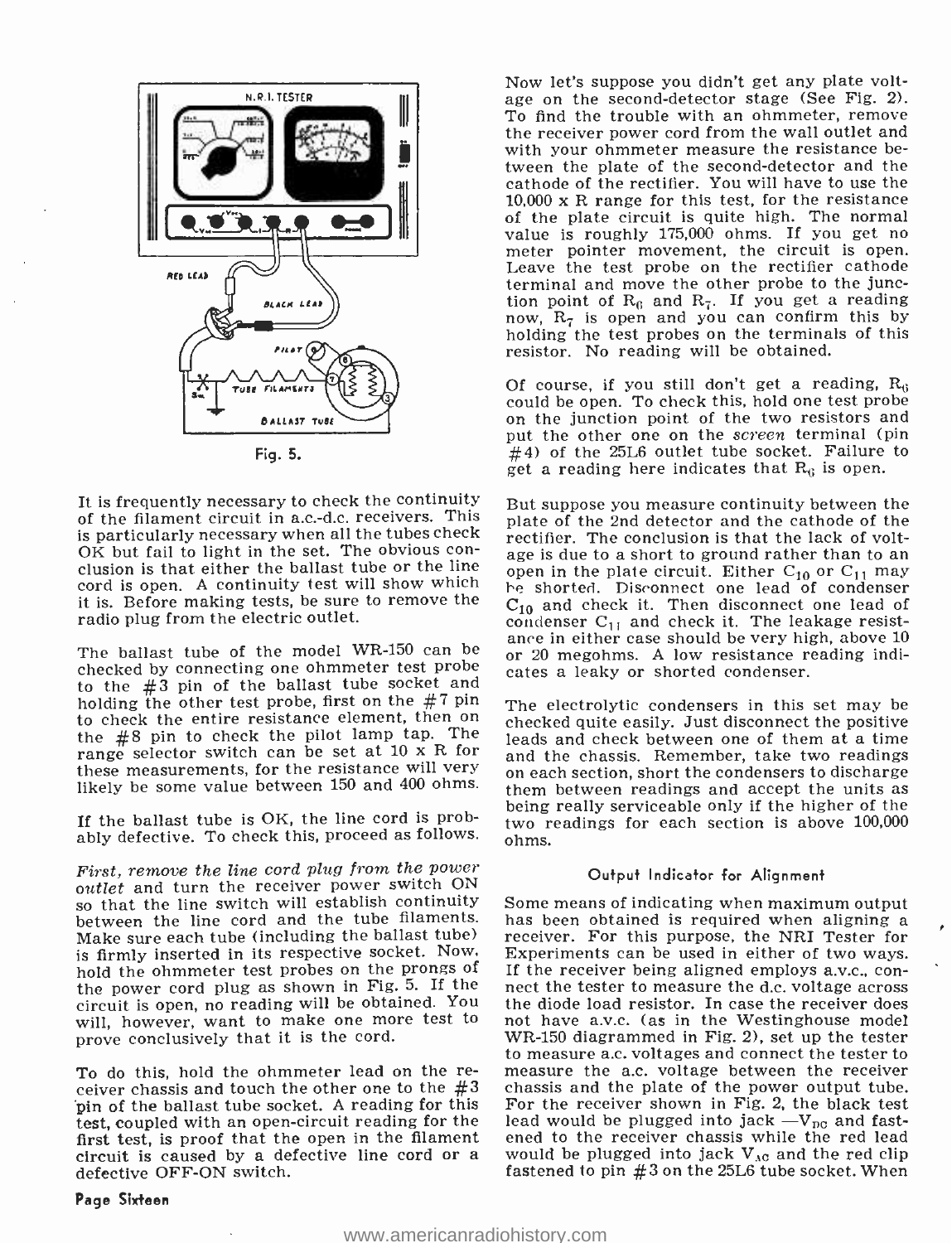Fig. 5.

It is frequently necessary to check the continuity of the filament circuit in a.c.-d.c. receivers. This is particularly necessary when all the tubes check OK but fail to light in the set. The obvious conclusion is that either the ballast tube or the line cord is open. A continuity test will show which it is. Before making tests, be sure to remove the radio plug from the electric outlet.

The ballast tube of the model WR-150 can be checked by connecting one ohmmeter test probe to the #3 pin of the ballast tube socket and holding the other test probe, first on the #7 pin to check the entire resistance element, then on the #8 pin to check the pilot lamp tap. The range selector switch can be set at 10 x R for these measurements, for the resistance will very likely be some value between 150 and 400 ohms.

If the ballast tube is OK, the line cord is probably defective. To check this, proceed as follows.

*First, remove the line cord plug from the power outlet* and turn the receiver power switch ON so that the line switch will establish continuity between the line cord and the tube filaments. Make sure each tube (including the ballast tube) is firmly inserted in its respective socket. Now, hold the ohmmeter test probes on the prongs of the power cord plug as shown in Fig. 5. If the circuit is open, no reading will be obtained. You will, however, want to make one more test to prove conclusively that it is the cord.

To do this, hold the ohmmeter lead on the receiver chassis and touch the other one to the #3 pin of the ballast tube socket. A reading for this test, coupled with an open-circuit reading for the first test, is proof that the open in the filament circuit is caused by a defective line cord or a defective OFF-ON switch.

Now let's suppose you didn't get any plate voltage on the second-detector stage (See Fig. 2). To find the trouble with an ohmmeter, remove the receiver power cord from the wall outlet and with your ohmmeter measure the resistance between the plate of the second-detector and the cathode of the rectifier. You will have to use the 10,000 x R range for this test, for the resistance of the plate circuit is quite high. The normal value is roughly 175,000 ohms. If you get no meter pointer movement, the circuit is open. Leave the test probe on the rectifier cathode terminal and move the other probe to the junction point of $R_6$ and $R_7$. If you get a reading now, $R_7$ is open and you can confirm this by holding the test probes on the terminals of this resistor. No reading will be obtained.

Of course, if you still don't get a reading, $R_6$ could be open. To check this, hold one test probe on the junction point of the two resistors and put the other one on the *screen* terminal (pin #4) of the 25L6 outlet tube socket. Failure to get a reading here indicates that $R_6$ is open.

But suppose you measure continuity between the plate of the 2nd detector and the cathode of the rectifier. The conclusion is that the lack of voltage is due to a short to ground rather than to an open in the plate circuit. Either $C_{10}$ or $C_{11}$ may be shorted. Disconnect one lead of condenser $C_{10}$ and check it. Then disconnect one lead of condenser $C_{11}$ and check it. The leakage resistance in either case should be very high, above 10 or 20 megohms. A low resistance reading indicates a leaky or shorted condenser.

The electrolytic condensers in this set may be checked quite easily. Just disconnect the positive leads and check between one of them at a time and the chassis. Remember, take two readings on each section, short the condensers to discharge them between readings and accept the units as being really serviceable only if the higher of the two readings for each section is above 100,000 ohms.

### Output Indicator for Alignment

Some means of indicating when maximum output has been obtained is required when aligning a receiver. For this purpose, the NRI Tester for Experiments can be used in either of two ways. If the receiver being aligned employs a.v.c., connect the tester to measure the d.c. voltage across the diode load resistor. In case the receiver does not have a.v.c. (as in the Westinghouse model WR-150 diagrammed in Fig. 2), set up the tester to measure a.c. voltages and connect the tester to measure the a.c. voltage between the receiver chassis and the plate of the power output tube. For the receiver shown in Fig. 2, the black test lead would be plugged into jack $-V_{DC}$ and fastened to the receiver chassis while the red lead would be plugged into jack $V_{AC}$ and the red clip fastened to pin #3 on the 25L6 tube socket. When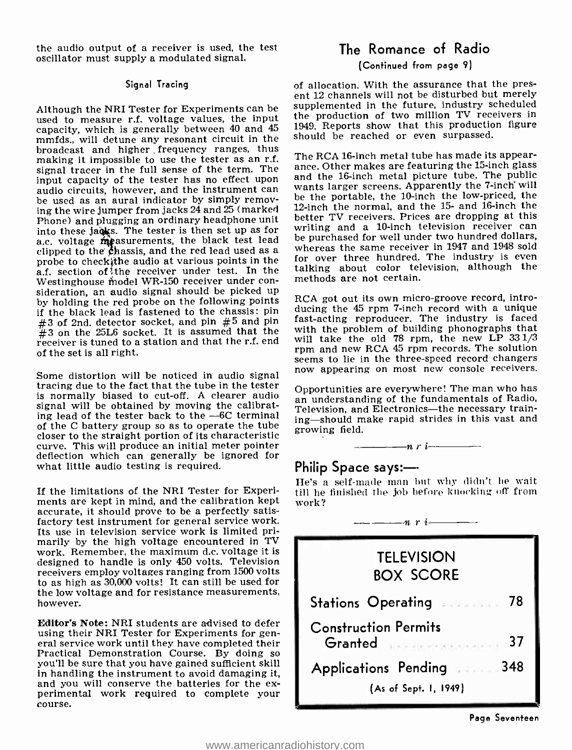the audio output of a receiver is used, the test oscillator must supply a modulated signal.

### Signal Tracing

Although the NRI Tester for Experiments can be used to measure r.f. voltage values, the input capacity, which is generally between 40 and 45 mmfds., will detune any resonant circuit in the broadcast and higher frequency ranges, thus making it impossible to use the tester as an r.f. signal tracer in the full sense of the term. The input capacity of the tester has no effect upon audio circuits, however, and the instrument can be used as an aural indicator by simply removing the wire jumper from jacks 24 and 25 (marked Phone) and plugging an ordinary headphone unit into these jacks. The tester is then set up as for a.c. voltage measurements, the black test lead clipped to the chassis, and the red lead used as a probe to check the audio at various points in the a.f. section of the receiver under test. In the Westinghouse model WR-150 receiver under consideration, an audio signal should be picked up by holding the red probe on the following points if the black lead is fastened to the chassis: pin #3 of 2nd. detector socket, and pin #5 and pin #3 on the 25L6 socket. It is assumed that the receiver is tuned to a station and that the r.f. end of the set is all right.

Some distortion will be noticed in audio signal tracing due to the fact that the tube in the tester is normally biased to cut-off. A clearer audio signal will be obtained by moving the calibrating lead of the tester back to the —6C terminal of the C battery group so as to operate the tube closer to the straight portion of its characteristic curve. This will produce an initial meter pointer deflection which can generally be ignored for what little audio testing is required.

If the limitations of the NRI Tester for Experiments are kept in mind, and the calibration kept accurate, it should prove to be a perfectly satisfactory test instrument for general service work. Its use in television service work is limited primarily by the high voltage encountered in TV work. Remember, the maximum d.c. voltage it is designed to handle is only 450 volts. Television receivers employ voltages ranging from 1500 volts to as high as 30,000 volts! It can still be used for the low voltage and for resistance measurements, however.

**Editor's Note:** NRI students are advised to defer using their NRI Tester for Experiments for general service work until they have completed their Practical Demonstration Course. By doing so you'll be sure that you have gained sufficient skill in handling the instrument to avoid damaging it, and you will conserve the batteries for the experimental work required to complete your course.

## The Romance of Radio

(Continued from page 9)

of allocation. With the assurance that the present 12 channels will not be disturbed but merely supplemented in the future, industry scheduled the production of two million TV receivers in 1949. Reports show that this production figure should be reached or even surpassed.

The RCA 16-inch metal tube has made its appearance. Other makes are featuring the 15-inch glass and the 16-inch metal picture tube. The public wants larger screens. Apparently the 7-inch will be the portable, the 10-inch the low-priced, the 12-inch the normal, and the 15- and 16-inch the better TV receivers. Prices are dropping at this writing and a 10-inch television receiver can be purchased for well under two hundred dollars, whereas the same receiver in 1947 and 1948 sold for over three hundred. The industry is even talking about color television, although the methods are not certain.

RCA got out its own micro-groove record, introducing the 45 rpm 7-inch record with a unique fast-acting reproducer. The industry is faced with the problem of building phonographs that will take the old 78 rpm, the new LP 33 1/3 rpm and new RCA 45 rpm records. The solution seems to lie in the three-speed record changers now appearing on most new console receivers.

Opportunities are everywhere! The man who has an understanding of the fundamentals of Radio, Television, and Electronics—the necessary training—should make rapid strides in this vast and growing field.

—————n r i—————

## Philip Space says:—

He's a self-made man but why didn't he wait till he finished the job before knocking off from work?

—————n r i—————

## TELEVISION BOX SCORE

| | |
|---|---|
| Stations Operating | 78 |
| Construction Permits Granted | 37 |
| Applications Pending | 348 |

(As of Sept. 1, 1949)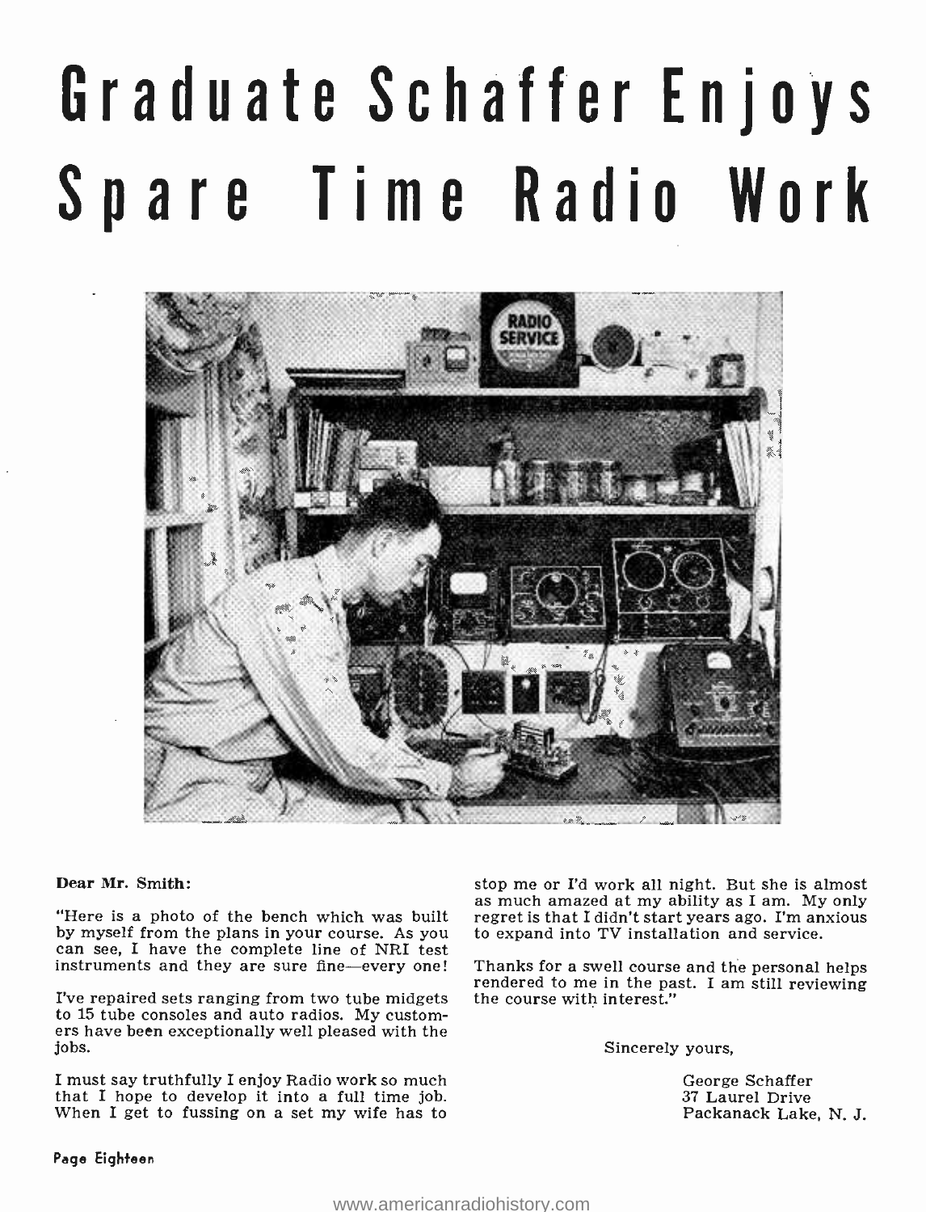# Graduate Schaffer Enjoys Spare Time Radio Work

**Dear Mr. Smith:**

"Here is a photo of the bench which was built by myself from the plans in your course. As you can see, I have the complete line of NRI test instruments and they are sure fine—every one!

I've repaired sets ranging from two tube midgets to 15 tube consoles and auto radios. My customers have been exceptionally well pleased with the jobs.

I must say truthfully I enjoy Radio work so much that I hope to develop it into a full time job. When I get to fussing on a set my wife has to stop me or I'd work all night. But she is almost as much amazed at my ability as I am. My only regret is that I didn't start years ago. I'm anxious to expand into TV installation and service.

Thanks for a swell course and the personal helps rendered to me in the past. I am still reviewing the course with interest."

Sincerely yours,

George Schaffer
37 Laurel Drive
Packanack Lake, N. J.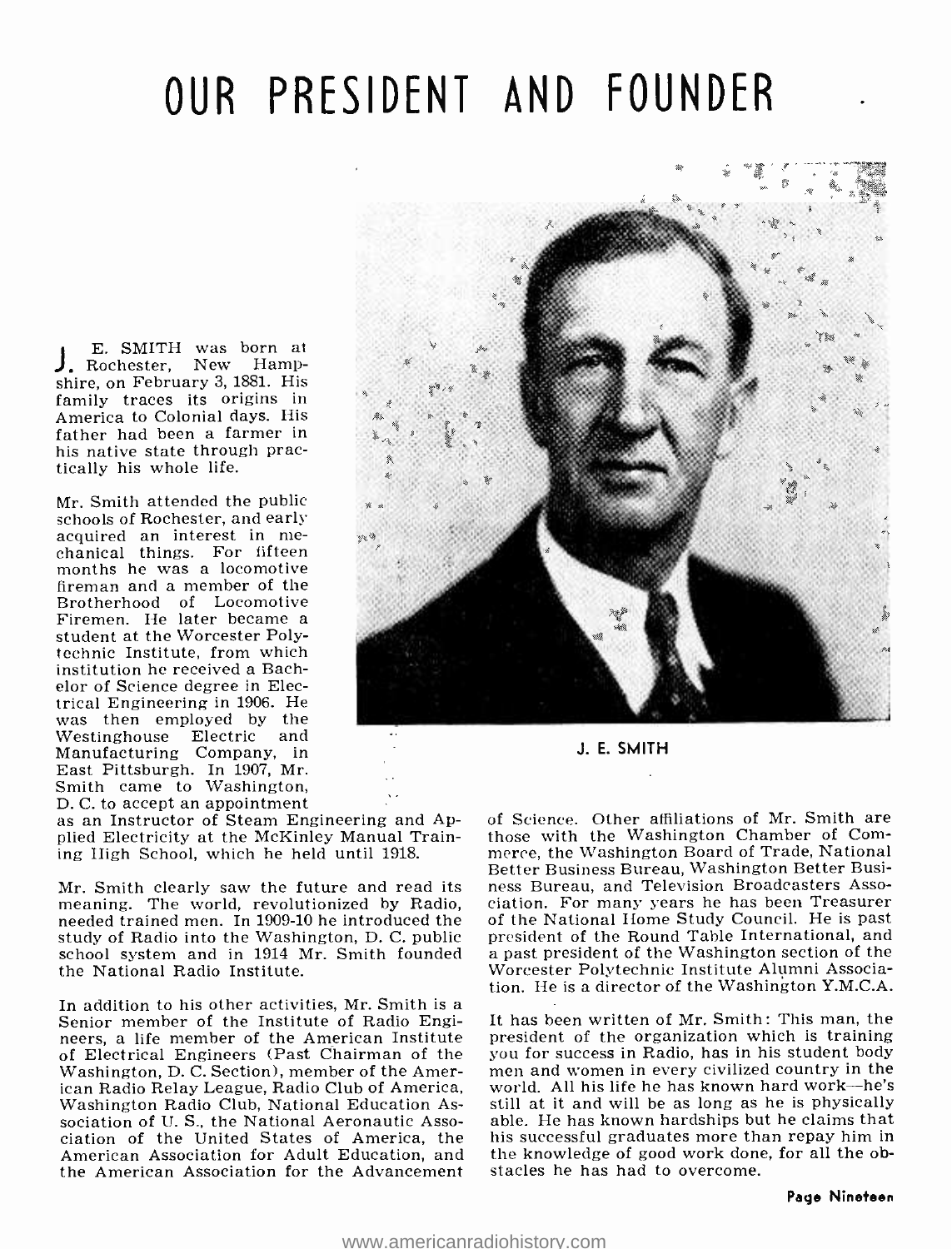# OUR PRESIDENT AND FOUNDER

J. E. SMITH

J. E. SMITH was born at Rochester, New Hampshire, on February 3, 1881. His family traces its origins in America to Colonial days. His father had been a farmer in his native state through practically his whole life.

Mr. Smith attended the public schools of Rochester, and early acquired an interest in mechanical things. For fifteen months he was a locomotive fireman and a member of the Brotherhood of Locomotive Firemen. He later became a student at the Worcester Polytechnic Institute, from which institution he received a Bachelor of Science degree in Electrical Engineering in 1906. He was then employed by the Westinghouse Electric and Manufacturing Company, in East Pittsburgh. In 1907, Mr. Smith came to Washington, D. C. to accept an appointment as an Instructor of Steam Engineering and Applied Electricity at the McKinley Manual Training High School, which he held until 1918.

Mr. Smith clearly saw the future and read its meaning. The world, revolutionized by Radio, needed trained men. In 1909-10 he introduced the study of Radio into the Washington, D. C. public school system and in 1914 Mr. Smith founded the National Radio Institute.

In addition to his other activities, Mr. Smith is a Senior member of the Institute of Radio Engineers, a life member of the American Institute of Electrical Engineers (Past Chairman of the Washington, D. C. Section), member of the American Radio Relay League, Radio Club of America, Washington Radio Club, National Education Association of U. S., the National Aeronautic Association of the United States of America, the American Association for Adult Education, and the American Association for the Advancement of Science. Other affiliations of Mr. Smith are those with the Washington Chamber of Commerce, the Washington Board of Trade, National Better Business Bureau, Washington Better Business Bureau, and Television Broadcasters Association. For many years he has been Treasurer of the National Home Study Council. He is past president of the Round Table International, and a past president of the Washington section of the Worcester Polytechnic Institute Alumni Association. He is a director of the Washington Y.M.C.A.

It has been written of Mr. Smith: This man, the president of the organization which is training you for success in Radio, has in his student body men and women in every civilized country in the world. All his life he has known hard work—he's still at it and will be as long as he is physically able. He has known hardships but he claims that his successful graduates more than repay him in the knowledge of good work done, for all the obstacles he has had to overcome.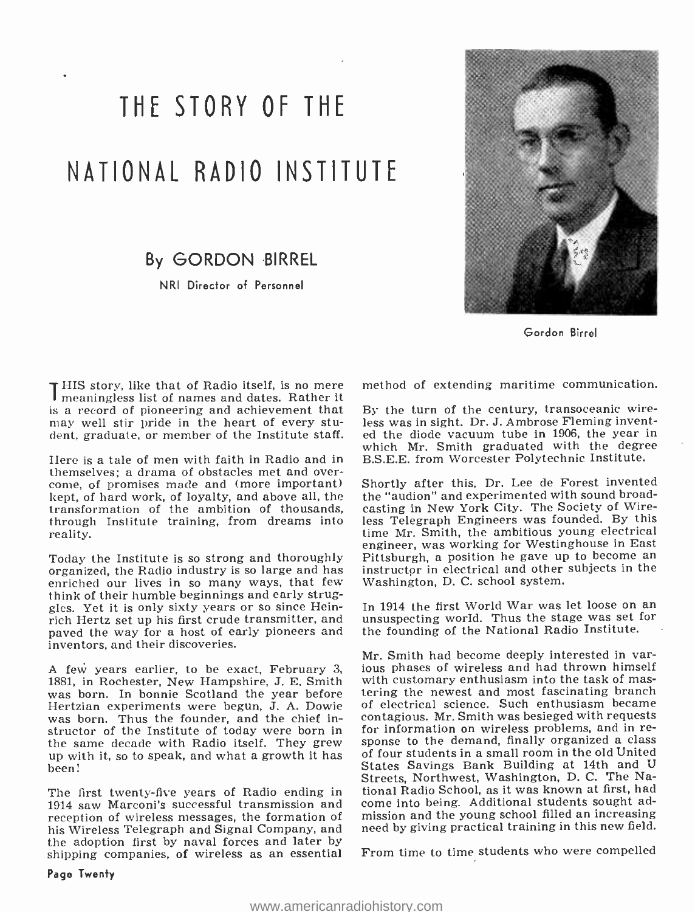# THE STORY OF THE NATIONAL RADIO INSTITUTE

## By GORDON BIRREL

NRI Director of Personnel

Gordon Birrel

THIS story, like that of Radio itself, is no mere meaningless list of names and dates. Rather it is a record of pioneering and achievement that may well stir pride in the heart of every student, graduate, or member of the Institute staff.

Here is a tale of men with faith in Radio and in themselves; a drama of obstacles met and overcome, of promises made and (more important) kept, of hard work, of loyalty, and above all, the transformation of the ambition of thousands, through Institute training, from dreams into reality.

Today the Institute is so strong and thoroughly organized, the Radio industry is so large and has enriched our lives in so many ways, that few think of their humble beginnings and early struggles. Yet it is only sixty years or so since Heinrich Hertz set up his first crude transmitter, and paved the way for a host of early pioneers and inventors, and their discoveries.

A few years earlier, to be exact, February 3, 1881, in Rochester, New Hampshire, J. E. Smith was born. In bonnie Scotland the year before Hertzian experiments were begun, J. A. Dowie was born. Thus the founder, and the chief instructor of the Institute of today were born in the same decade with Radio itself. They grew up with it, so to speak, and what a growth it has been!

The first twenty-five years of Radio ending in 1914 saw Marconi's successful transmission and reception of wireless messages, the formation of his Wireless Telegraph and Signal Company, and the adoption first by naval forces and later by shipping companies, of wireless as an essential method of extending maritime communication.

By the turn of the century, transoceanic wireless was in sight. Dr. J. Ambrose Fleming invented the diode vacuum tube in 1906, the year in which Mr. Smith graduated with the degree B.S.E.E. from Worcester Polytechnic Institute.

Shortly after this, Dr. Lee de Forest invented the "audion" and experimented with sound broadcasting in New York City. The Society of Wireless Telegraph Engineers was founded. By this time Mr. Smith, the ambitious young electrical engineer, was working for Westinghouse in East Pittsburgh, a position he gave up to become an instructor in electrical and other subjects in the Washington, D. C. school system.

In 1914 the first World War was let loose on an unsuspecting world. Thus the stage was set for the founding of the National Radio Institute.

Mr. Smith had become deeply interested in various phases of wireless and had thrown himself with customary enthusiasm into the task of mastering the newest and most fascinating branch of electrical science. Such enthusiasm became contagious. Mr. Smith was besieged with requests for information on wireless problems, and in response to the demand, finally organized a class of four students in a small room in the old United States Savings Bank Building at 14th and U Streets, Northwest, Washington, D. C. The National Radio School, as it was known at first, had come into being. Additional students sought admission and the young school filled an increasing need by giving practical training in this new field.

From time to time students who were compelled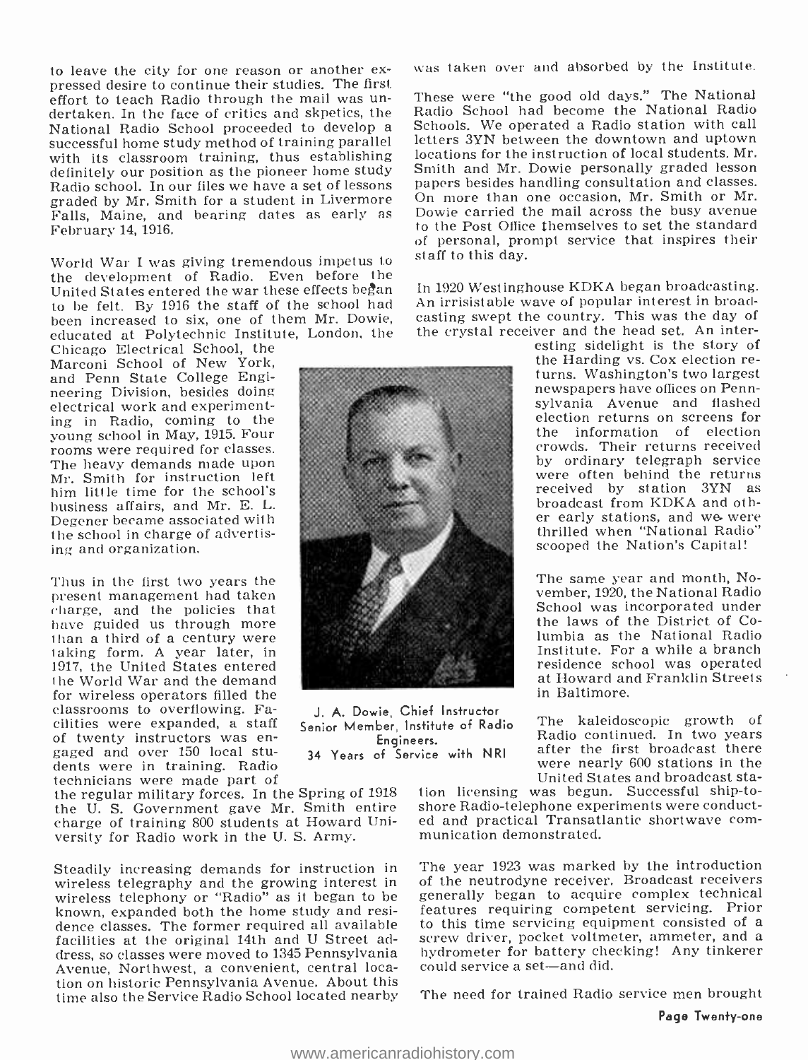to leave the city for one reason or another expressed desire to continue their studies. The first effort to teach Radio through the mail was undertaken. In the face of critics and skpetics, the National Radio School proceeded to develop a successful home study method of training parallel with its classroom training, thus establishing definitely our position as the pioneer home study Radio school. In our files we have a set of lessons graded by Mr. Smith for a student in Livermore Falls, Maine, and bearing dates as early as February 14, 1916.

World War I was giving tremendous impetus to the development of Radio. Even before the United States entered the war these effects began to be felt. By 1916 the staff of the school had been increased to six, one of them Mr. Dowie, educated at Polytechnic Institute, London, the Chicago Electrical School, the Marconi School of New York, and Penn State College Engineering Division, besides doing electrical work and experimenting in Radio, coming to the young school in May, 1915. Four rooms were required for classes. The heavy demands made upon Mr. Smith for instruction left him little time for the school's business affairs, and Mr. E. L. Degener became associated with the school in charge of advertising and organization.

Thus in the first two years the present management had taken charge, and the policies that have guided us through more than a third of a century were taking form. A year later, in 1917, the United States entered the World War and the demand for wireless operators filled the classrooms to overflowing. Facilities were expanded, a staff of twenty instructors was engaged and over 150 local students were in training. Radio technicians were made part of the regular military forces. In the Spring of 1918 the U. S. Government gave Mr. Smith entire charge of training 800 students at Howard University for Radio work in the U. S. Army.

J. A. Dowie, Chief Instructor
Senior Member, Institute of Radio Engineers.
34 Years of Service with NRI

Steadily increasing demands for instruction in wireless telegraphy and the growing interest in wireless telephony or "Radio" as it began to be known, expanded both the home study and residence classes. The former required all available facilities at the original 14th and U Street address, so classes were moved to 1345 Pennsylvania Avenue, Northwest, a convenient, central location on historic Pennsylvania Avenue. About this time also the Service Radio School located nearby was taken over and absorbed by the Institute.

These were "the good old days." The National Radio School had become the National Radio Schools. We operated a Radio station with call letters 3YN between the downtown and uptown locations for the instruction of local students. Mr. Smith and Mr. Dowie personally graded lesson papers besides handling consultation and classes. On more than one occasion, Mr. Smith or Mr. Dowie carried the mail across the busy avenue to the Post Office themselves to set the standard of personal, prompt service that inspires their staff to this day.

In 1920 Westinghouse KDKA began broadcasting. An irrisistable wave of popular interest in broadcasting swept the country. This was the day of the crystal receiver and the head set. An interesting sidelight is the story of the Harding vs. Cox election returns. Washington's two largest newspapers have offices on Pennsylvania Avenue and flashed election returns on screens for the information of election crowds. Their returns received by ordinary telegraph service were often behind the returns received by station 3YN as broadcast from KDKA and other early stations, and we were thrilled when "National Radio" scooped the Nation's Capital!

The same year and month, November, 1920, the National Radio School was incorporated under the laws of the District of Columbia as the National Radio Institute. For a while a branch residence school was operated at Howard and Franklin Streets in Baltimore.

The kaleidoscopic growth of Radio continued. In two years after the first broadcast there were nearly 600 stations in the United States and broadcast station licensing was begun. Successful ship-to-shore Radio-telephone experiments were conducted and practical Transatlantic shortwave communication demonstrated.

The year 1923 was marked by the introduction of the neutrodyne receiver. Broadcast receivers generally began to acquire complex technical features requiring competent servicing. Prior to this time servicing equipment consisted of a screw driver, pocket voltmeter, ammeter, and a hydrometer for battery checking! Any tinkerer could service a set—and did.

The need for trained Radio service men brought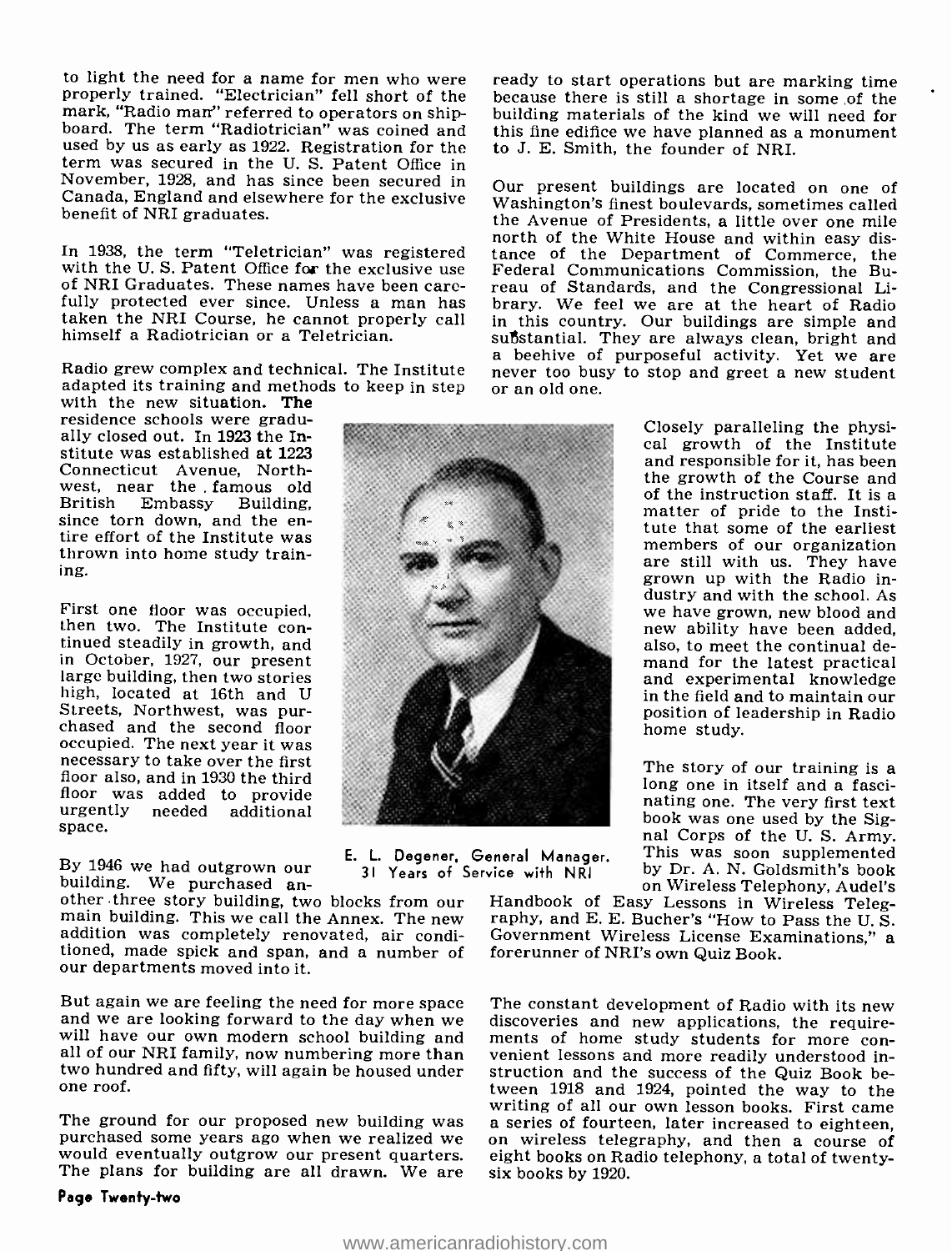to light the need for a name for men who were properly trained. "Electrician" fell short of the mark, "Radio man" referred to operators on shipboard. The term "Radiotrician" was coined and used by us as early as 1922. Registration for the term was secured in the U. S. Patent Office in November, 1928, and has since been secured in Canada, England and elsewhere for the exclusive benefit of NRI graduates.

In 1938, the term "Teletrician" was registered with the U. S. Patent Office for the exclusive use of NRI Graduates. These names have been carefully protected ever since. Unless a man has taken the NRI Course, he cannot properly call himself a Radiotrician or a Teletrician.

Radio grew complex and technical. The Institute adapted its training and methods to keep in step with the new situation. The residence schools were gradually closed out. In 1923 the Institute was established at 1223 Connecticut Avenue, Northwest, near the famous old British Embassy Building, since torn down, and the entire effort of the Institute was thrown into home study training.

First one floor was occupied, then two. The Institute continued steadily in growth, and in October, 1927, our present large building, then two stories high, located at 16th and U Streets, Northwest, was purchased and the second floor occupied. The next year it was necessary to take over the first floor also, and in 1930 the third floor was added to provide urgently needed additional space.

By 1946 we had outgrown our building. We purchased another three story building, two blocks from our main building. This we call the Annex. The new addition was completely renovated, air conditioned, made spick and span, and a number of our departments moved into it.

E. L. Degener, General Manager. 31 Years of Service with NRI

But again we are feeling the need for more space and we are looking forward to the day when we will have our own modern school building and all of our NRI family, now numbering more than two hundred and fifty, will again be housed under one roof.

The ground for our proposed new building was purchased some years ago when we realized we would eventually outgrow our present quarters. The plans for building are all drawn. We are ready to start operations but are marking time because there is still a shortage in some of the building materials of the kind we will need for this fine edifice we have planned as a monument to J. E. Smith, the founder of NRI.

Our present buildings are located on one of Washington's finest boulevards, sometimes called the Avenue of Presidents, a little over one mile north of the White House and within easy distance of the Department of Commerce, the Federal Communications Commission, the Bureau of Standards, and the Congressional Library. We feel we are at the heart of Radio in this country. Our buildings are simple and substantial. They are always clean, bright and a beehive of purposeful activity. Yet we are never too busy to stop and greet a new student or an old one.

Closely paralleling the physical growth of the Institute and responsible for it, has been the growth of the Course and of the instruction staff. It is a matter of pride to the Institute that some of the earliest members of our organization are still with us. They have grown up with the Radio industry and with the school. As we have grown, new blood and new ability have been added, also, to meet the continual demand for the latest practical and experimental knowledge in the field and to maintain our position of leadership in Radio home study.

The story of our training is a long one in itself and a fascinating one. The very first text book was one used by the Signal Corps of the U. S. Army. This was soon supplemented by Dr. A. N. Goldsmith's book on Wireless Telephony, Audel's Handbook of Easy Lessons in Wireless Telegraphy, and E. E. Bucher's "How to Pass the U. S. Government Wireless License Examinations," a forerunner of NRI's own Quiz Book.

The constant development of Radio with its new discoveries and new applications, the requirements of home study students for more convenient lessons and more readily understood instruction and the success of the Quiz Book between 1918 and 1924, pointed the way to the writing of all our own lesson books. First came a series of fourteen, later increased to eighteen, on wireless telegraphy, and then a course of eight books on Radio telephony, a total of twenty-six books by 1920.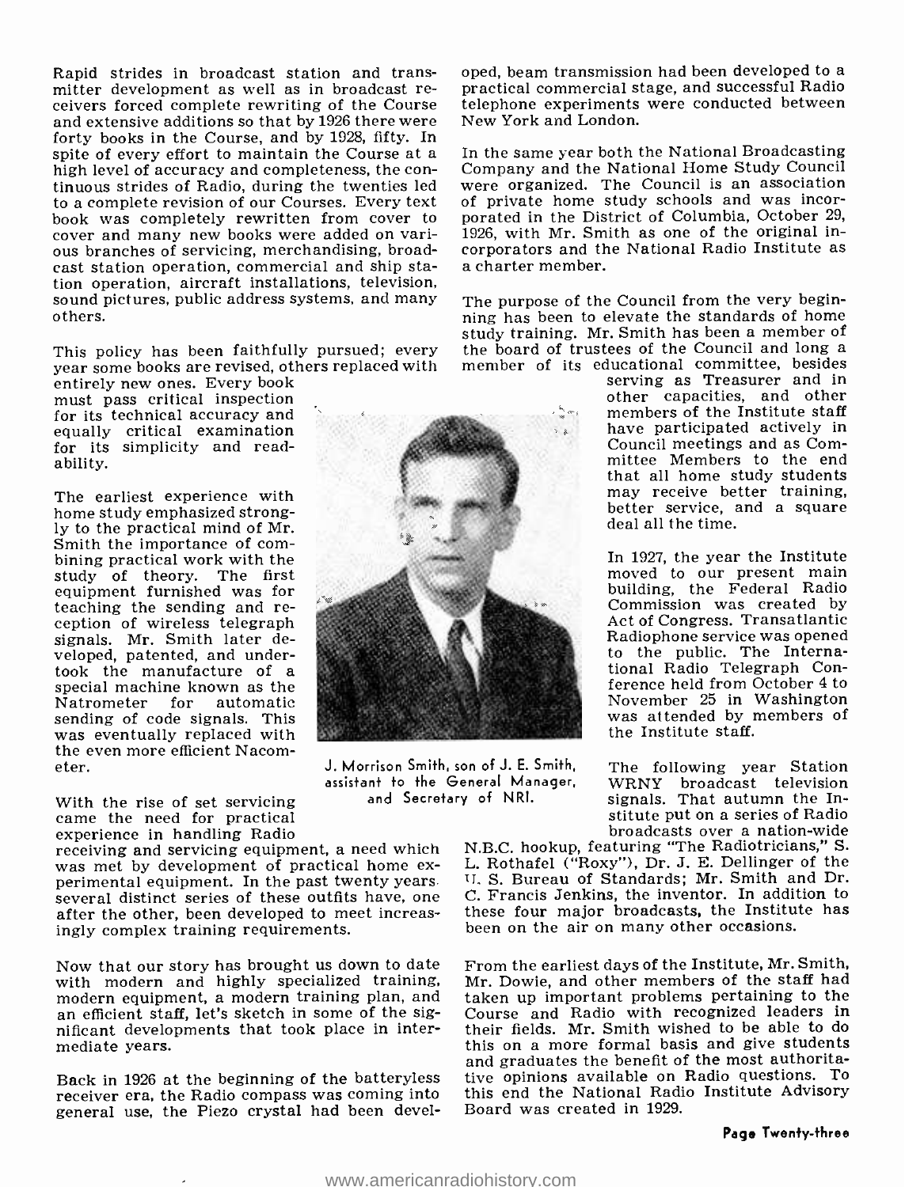Rapid strides in broadcast station and transmitter development as well as in broadcast receivers forced complete rewriting of the Course and extensive additions so that by 1926 there were forty books in the Course, and by 1928, fifty. In spite of every effort to maintain the Course at a high level of accuracy and completeness, the continuous strides of Radio, during the twenties led to a complete revision of our Courses. Every text book was completely rewritten from cover to cover and many new books were added on various branches of servicing, merchandising, broadcast station operation, commercial and ship station operation, aircraft installations, television, sound pictures, public address systems, and many others.

This policy has been faithfully pursued; every year some books are revised, others replaced with entirely new ones. Every book must pass critical inspection for its technical accuracy and equally critical examination for its simplicity and readability.

The earliest experience with home study emphasized strongly to the practical mind of Mr. Smith the importance of combining practical work with the study of theory. The first equipment furnished was for teaching the sending and reception of wireless telegraph signals. Mr. Smith later developed, patented, and undertook the manufacture of a special machine known as the Natrometer for automatic sending of code signals. This was eventually replaced with the even more efficient Nacometer.

With the rise of set servicing came the need for practical experience in handling Radio receiving and servicing equipment, a need which was met by development of practical home experimental equipment. In the past twenty years several distinct series of these outfits have, one after the other, been developed to meet increasingly complex training requirements.

Now that our story has brought us down to date with modern and highly specialized training, modern equipment, a modern training plan, and an efficient staff, let's sketch in some of the significant developments that took place in intermediate years.

Back in 1926 at the beginning of the batteryless receiver era, the Radio compass was coming into general use, the Piezo crystal had been developed, beam transmission had been developed to a practical commercial stage, and successful Radio telephone experiments were conducted between New York and London.

In the same year both the National Broadcasting Company and the National Home Study Council were organized. The Council is an association of private home study schools and was incorporated in the District of Columbia, October 29, 1926, with Mr. Smith as one of the original incorporators and the National Radio Institute as a charter member.

The purpose of the Council from the very beginning has been to elevate the standards of home study training. Mr. Smith has been a member of the board of trustees of the Council and long a member of its educational committee, besides serving as Treasurer and in other capacities, and other members of the Institute staff have participated actively in Council meetings and as Committee Members to the end that all home study students may receive better training, better service, and a square deal all the time.

J. Morrison Smith, son of J. E. Smith, assistant to the General Manager, and Secretary of NRI.

In 1927, the year the Institute moved to our present main building, the Federal Radio Commission was created by Act of Congress. Transatlantic Radiophone service was opened to the public. The International Radio Telegraph Conference held from October 4 to November 25 in Washington was attended by members of the Institute staff.

The following year Station WRNY broadcast television signals. That autumn the Institute put on a series of Radio broadcasts over a nation-wide N.B.C. hookup, featuring "The Radiotricians," S. L. Rothafel ("Roxy"), Dr. J. E. Dellinger of the U. S. Bureau of Standards; Mr. Smith and Dr. C. Francis Jenkins, the inventor. In addition to these four major broadcasts, the Institute has been on the air on many other occasions.

From the earliest days of the Institute, Mr. Smith, Mr. Dowie, and other members of the staff had taken up important problems pertaining to the Course and Radio with recognized leaders in their fields. Mr. Smith wished to be able to do this on a more formal basis and give students and graduates the benefit of the most authoritative opinions available on Radio questions. To this end the National Radio Institute Advisory Board was created in 1929.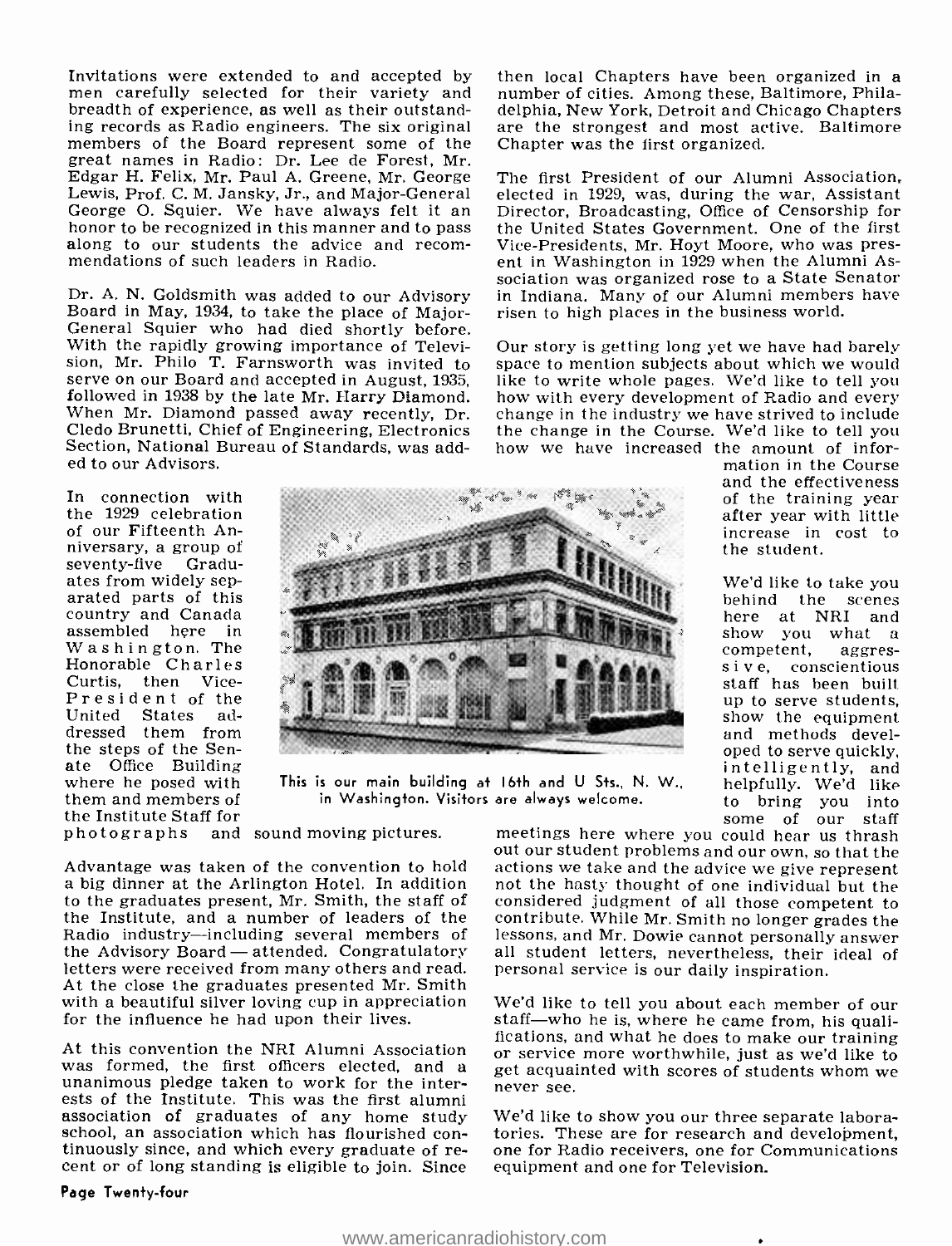Invitations were extended to and accepted by men carefully selected for their variety and breadth of experience, as well as their outstanding records as Radio engineers. The six original members of the Board represent some of the great names in Radio: Dr. Lee de Forest, Mr. Edgar H. Felix, Mr. Paul A. Greene, Mr. George Lewis, Prof. C. M. Jansky, Jr., and Major-General George O. Squier. We have always felt it an honor to be recognized in this manner and to pass along to our students the advice and recommendations of such leaders in Radio.

Dr. A. N. Goldsmith was added to our Advisory Board in May, 1934, to take the place of Major-General Squier who had died shortly before. With the rapidly growing importance of Television, Mr. Philo T. Farnsworth was invited to serve on our Board and accepted in August, 1935, followed in 1938 by the late Mr. Harry Diamond. When Mr. Diamond passed away recently, Dr. Cledo Brunetti, Chief of Engineering, Electronics Section, National Bureau of Standards, was added to our Advisors.

In connection with the 1929 celebration of our Fifteenth Anniversary, a group of seventy-five Graduates from widely separated parts of this country and Canada assembled here in Washington. The Honorable Charles Curtis, then Vice-President of the United States addressed them from the steps of the Senate Office Building where he posed with them and members of the Institute Staff for photographs and sound moving pictures.

This is our main building at 16th and U Sts., N. W., in Washington. Visitors are always welcome.

Advantage was taken of the convention to hold a big dinner at the Arlington Hotel. In addition to the graduates present, Mr. Smith, the staff of the Institute, and a number of leaders of the Radio industry—including several members of the Advisory Board — attended. Congratulatory letters were received from many others and read. At the close the graduates presented Mr. Smith with a beautiful silver loving cup in appreciation for the influence he had upon their lives.

At this convention the NRI Alumni Association was formed, the first officers elected, and a unanimous pledge taken to work for the interests of the Institute. This was the first alumni association of graduates of any home study school, an association which has flourished continuously since, and which every graduate of recent or of long standing is eligible to join. Since then local Chapters have been organized in a number of cities. Among these, Baltimore, Philadelphia, New York, Detroit and Chicago Chapters are the strongest and most active. Baltimore Chapter was the first organized.

The first President of our Alumni Association, elected in 1929, was, during the war, Assistant Director, Broadcasting, Office of Censorship for the United States Government. One of the first Vice-Presidents, Mr. Hoyt Moore, who was present in Washington in 1929 when the Alumni Association was organized rose to a State Senator in Indiana. Many of our Alumni members have risen to high places in the business world.

Our story is getting long yet we have had barely space to mention subjects about which we would like to write whole pages. We'd like to tell you how with every development of Radio and every change in the industry we have strived to include the change in the Course. We'd like to tell you how we have increased the amount of information in the Course and the effectiveness of the training year after year with little increase in cost to the student.

We'd like to take you behind the scenes here at NRI and show you what a competent, aggressive, conscientious staff has been built up to serve students, show the equipment and methods developed to serve quickly, intelligently, and helpfully. We'd like to bring you into some of our staff meetings here where you could hear us thrash out our student problems and our own, so that the actions we take and the advice we give represent not the hasty thought of one individual but the considered judgment of all those competent to contribute. While Mr. Smith no longer grades the lessons, and Mr. Dowie cannot personally answer all student letters, nevertheless, their ideal of personal service is our daily inspiration.

We'd like to tell you about each member of our staff—who he is, where he came from, his qualifications, and what he does to make our training or service more worthwhile, just as we'd like to get acquainted with scores of students whom we never see.

We'd like to show you our three separate laboratories. These are for research and development, one for Radio receivers, one for Communications equipment and one for Television.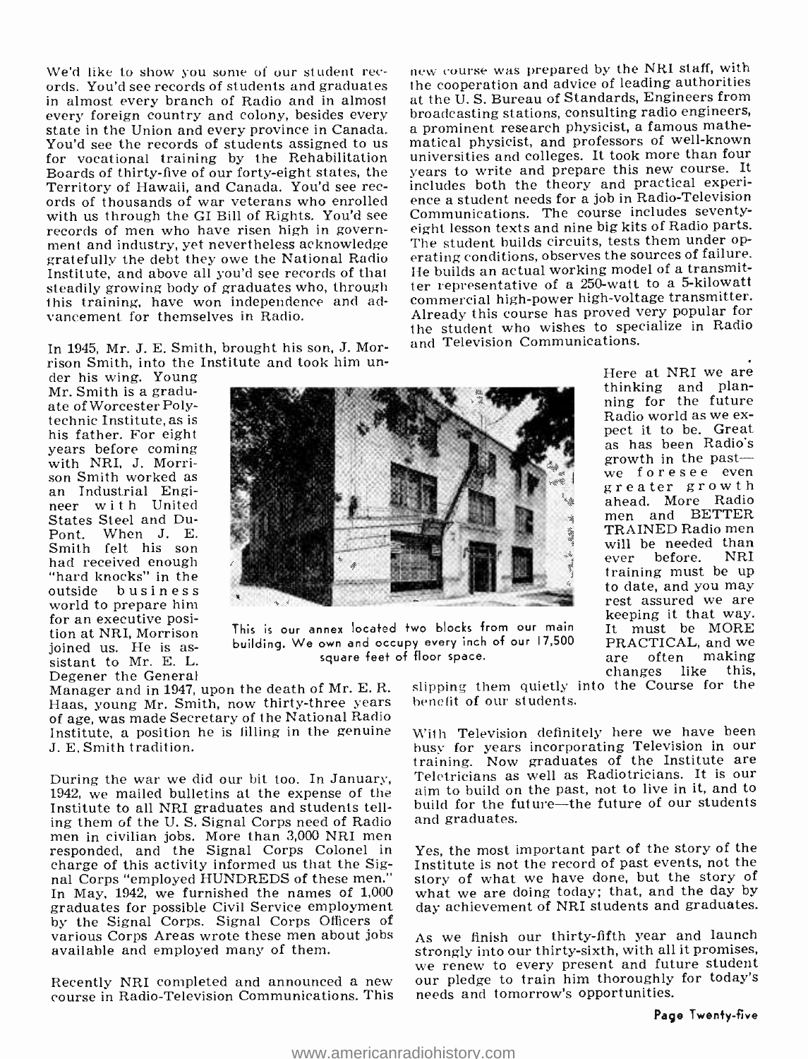We'd like to show you some of our student records. You'd see records of students and graduates in almost every branch of Radio and in almost every foreign country and colony, besides every state in the Union and every province in Canada. You'd see the records of students assigned to us for vocational training by the Rehabilitation Boards of thirty-five of our forty-eight states, the Territory of Hawaii, and Canada. You'd see records of thousands of war veterans who enrolled with us through the GI Bill of Rights. You'd see records of men who have risen high in government and industry, yet nevertheless acknowledge gratefully the debt they owe the National Radio Institute, and above all you'd see records of that steadily growing body of graduates who, through this training, have won independence and advancement for themselves in Radio.

In 1945, Mr. J. E. Smith, brought his son, J. Morrison Smith, into the Institute and took him under his wing. Young Mr. Smith is a graduate of Worcester Polytechnic Institute, as is his father. For eight years before coming with NRI, J. Morrison Smith worked as an Industrial Engineer with United States Steel and DuPont. When J. E. Smith felt his son had received enough "hard knocks" in the outside business world to prepare him for an executive position at NRI, Morrison joined us. He is assistant to Mr. E. L. Degener the General Manager and in 1947, upon the death of Mr. E. R. Haas, young Mr. Smith, now thirty-three years of age, was made Secretary of the National Radio Institute, a position he is filling in the genuine J. E. Smith tradition.

This is our annex located two blocks from our main building. We own and occupy every inch of our 17,500 square feet of floor space.

During the war we did our bit too. In January, 1942, we mailed bulletins at the expense of the Institute to all NRI graduates and students telling them of the U. S. Signal Corps need of Radio men in civilian jobs. More than 3,000 NRI men responded, and the Signal Corps Colonel in charge of this activity informed us that the Signal Corps "employed HUNDREDS of these men." In May, 1942, we furnished the names of 1,000 graduates for possible Civil Service employment by the Signal Corps. Signal Corps Officers of various Corps Areas wrote these men about jobs available and employed many of them.

Recently NRI completed and announced a new course in Radio-Television Communications. This new course was prepared by the NRI staff, with the cooperation and advice of leading authorities at the U. S. Bureau of Standards, Engineers from broadcasting stations, consulting radio engineers, a prominent research physicist, a famous mathematical physicist, and professors of well-known universities and colleges. It took more than four years to write and prepare this new course. It includes both the theory and practical experience a student needs for a job in Radio-Television Communications. The course includes seventy-eight lesson texts and nine big kits of Radio parts. The student builds circuits, tests them under operating conditions, observes the sources of failure. He builds an actual working model of a transmitter representative of a 250-watt to a 5-kilowatt commercial high-power high-voltage transmitter. Already this course has proved very popular for the student who wishes to specialize in Radio and Television Communications.

Here at NRI we are thinking and planning for the future Radio world as we expect it to be. Great as has been Radio's growth in the past—we foresee even greater growth ahead. More Radio men and BETTER TRAINED Radio men will be needed than ever before. NRI training must be up to date, and you may rest assured we are keeping it that way. It must be MORE PRACTICAL, and we are often making changes like this, slipping them quietly into the Course for the benefit of our students.

With Television definitely here we have been busy for years incorporating Television in our training. Now graduates of the Institute are Teletricians as well as Radiotricians. It is our aim to build on the past, not to live in it, and to build for the future—the future of our students and graduates.

Yes, the most important part of the story of the Institute is not the record of past events, not the story of what we have done, but the story of what we are doing today; that, and the day by day achievement of NRI students and graduates.

As we finish our thirty-fifth year and launch strongly into our thirty-sixth, with all it promises, we renew to every present and future student our pledge to train him thoroughly for today's needs and tomorrow's opportunities.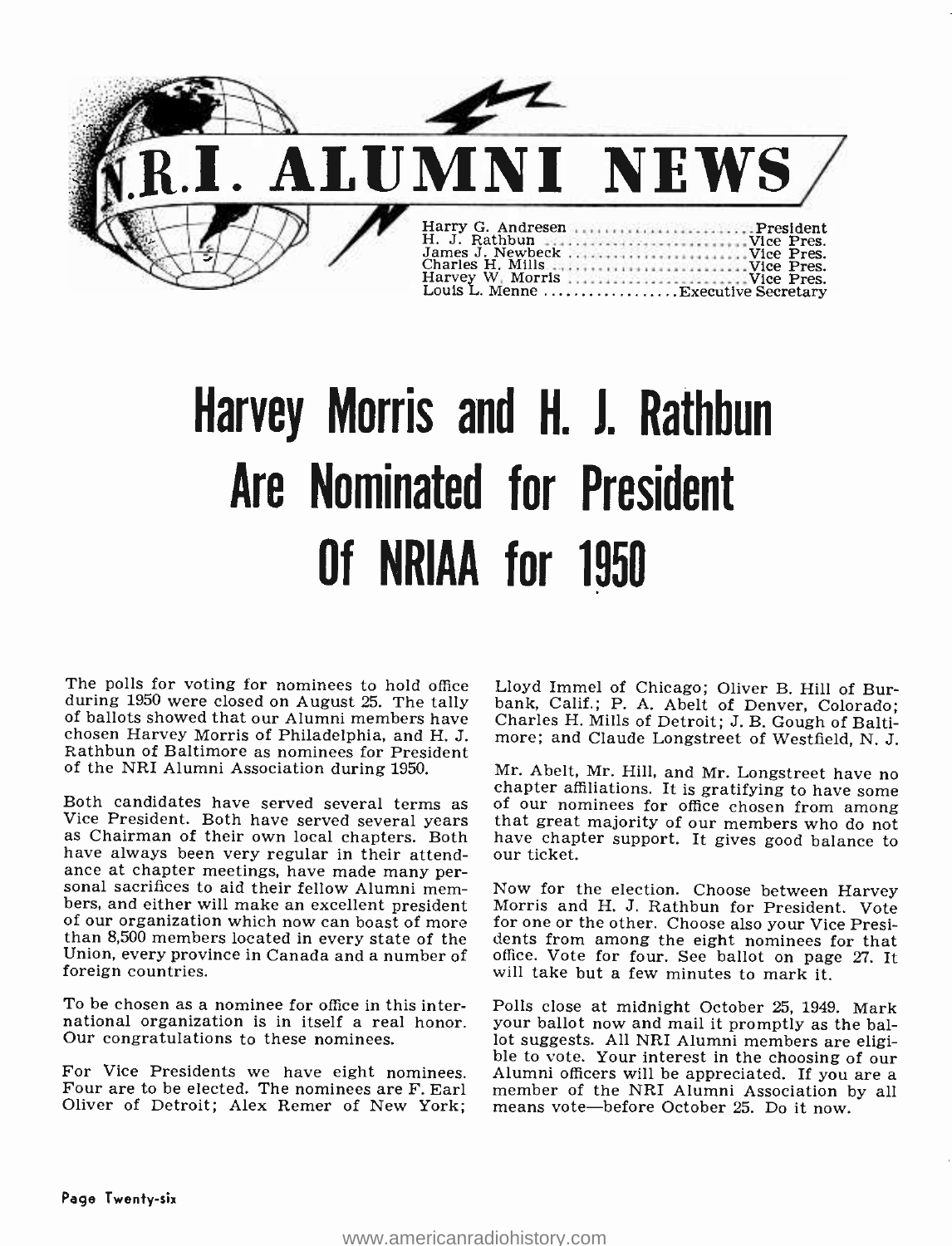# N.R.I. ALUMNI NEWS

Harry G. Andresen .......................... President
H. J. Rathbun .......................... Vice Pres.
James J. Newbeck .......................... Vice Pres.
Charles H. Mills .......................... Vice Pres.
Harvey W. Morris .......................... Vice Pres.
Louis L. Menne .................. Executive Secretary

# Harvey Morris and H. J. Rathbun Are Nominated for President Of NRIAA for 1950

The polls for voting for nominees to hold office during 1950 were closed on August 25. The tally of ballots showed that our Alumni members have chosen Harvey Morris of Philadelphia, and H. J. Rathbun of Baltimore as nominees for President of the NRI Alumni Association during 1950.

Both candidates have served several terms as Vice President. Both have served several years as Chairman of their own local chapters. Both have always been very regular in their attendance at chapter meetings, have made many personal sacrifices to aid their fellow Alumni members, and either will make an excellent president of our organization which now can boast of more than 8,500 members located in every state of the Union, every province in Canada and a number of foreign countries.

To be chosen as a nominee for office in this international organization is in itself a real honor. Our congratulations to these nominees.

For Vice Presidents we have eight nominees. Four are to be elected. The nominees are F. Earl Oliver of Detroit; Alex Remer of New York; Lloyd Immel of Chicago; Oliver B. Hill of Burbank, Calif.; P. A. Abelt of Denver, Colorado; Charles H. Mills of Detroit; J. B. Gough of Baltimore; and Claude Longstreet of Westfield, N. J.

Mr. Abelt, Mr. Hill, and Mr. Longstreet have no chapter affiliations. It is gratifying to have some of our nominees for office chosen from among that great majority of our members who do not have chapter support. It gives good balance to our ticket.

Now for the election. Choose between Harvey Morris and H. J. Rathbun for President. Vote for one or the other. Choose also your Vice Presidents from among the eight nominees for that office. Vote for four. See ballot on page 27. It will take but a few minutes to mark it.

Polls close at midnight October 25, 1949. Mark your ballot now and mail it promptly as the ballot suggests. All NRI Alumni members are eligible to vote. Your interest in the choosing of our Alumni officers will be appreciated. If you are a member of the NRI Alumni Association by all means vote—before October 25. Do it now.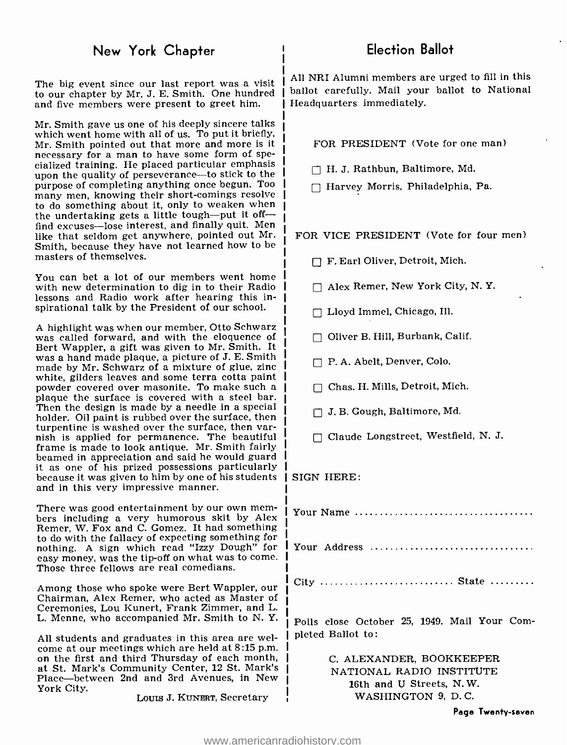## New York Chapter

The big event since our last report was a visit to our chapter by Mr. J. E. Smith. One hundred and five members were present to greet him.

Mr. Smith gave us one of his deeply sincere talks which went home with all of us. To put it briefly, Mr. Smith pointed out that more and more is it necessary for a man to have some form of specialized training. He placed particular emphasis upon the quality of perseverance—to stick to the purpose of completing anything once begun. Too many men, knowing their short-comings resolve to do something about it, only to weaken when the undertaking gets a little tough—put it off—find excuses—lose interest, and finally quit. Men like that seldom get anywhere, pointed out Mr. Smith, because they have not learned how to be masters of themselves.

You can bet a lot of our members went home with new determination to dig in to their Radio lessons and Radio work after hearing this inspirational talk by the President of our school.

A highlight was when our member, Otto Schwarz was called forward, and with the eloquence of Bert Wappler, a gift was given to Mr. Smith. It was a hand made plaque, a picture of J. E. Smith made by Mr. Schwarz of a mixture of glue, zinc white, gilders leaves and some terra cotta paint powder covered over masonite. To make such a plaque the surface is covered with a steel bar. Then the design is made by a needle in a special holder. Oil paint is rubbed over the surface, then turpentine is washed over the surface, then varnish is applied for permanence. The beautiful frame is made to look antique. Mr. Smith fairly beamed in appreciation and said he would guard it as one of his prized possessions particularly because it was given to him by one of his students and in this very impressive manner.

There was good entertainment by our own members including a very humorous skit by Alex Remer, W. Fox and C. Gomez. It had something to do with the fallacy of expecting something for nothing. A sign which read "Izzy Dough" for easy money, was the tip-off on what was to come. Those three fellows are real comedians.

Among those who spoke were Bert Wappler, our Chairman, Alex Remer, who acted as Master of Ceremonies, Lou Kunert, Frank Zimmer, and L. L. Menne, who accompanied Mr. Smith to N. Y.

All students and graduates in this area are welcome at our meetings which are held at 8:15 p.m. on the first and third Thursday of each month, at St. Mark's Community Center, 12 St. Mark's Place—between 2nd and 3rd Avenues, in New York City.

LOUIS J. KUNERT, Secretary

## Election Ballot

All NRI Alumni members are urged to fill in this ballot carefully. Mail your ballot to National Headquarters immediately.

FOR PRESIDENT (Vote for one man)

- ☐ H. J. Rathbun, Baltimore, Md.
- ☐ Harvey Morris, Philadelphia, Pa.

FOR VICE PRESIDENT (Vote for four men)

- ☐ F. Earl Oliver, Detroit, Mich.
- ☐ Alex Remer, New York City, N. Y.
- ☐ Lloyd Immel, Chicago, Ill.
- ☐ Oliver B. Hill, Burbank, Calif.
- ☐ P. A. Abelt, Denver, Colo.
- ☐ Chas. H. Mills, Detroit, Mich.
- ☐ J. B. Gough, Baltimore, Md.
- ☐ Claude Longstreet, Westfield, N. J.

SIGN HERE:

Your Name ....................................

Your Address ....................................

City .......................... State .........

Polls close October 25, 1949. Mail Your Completed Ballot to:

C. ALEXANDER, BOOKKEEPER
NATIONAL RADIO INSTITUTE
16th and U Streets, N.W.
WASHINGTON 9, D.C.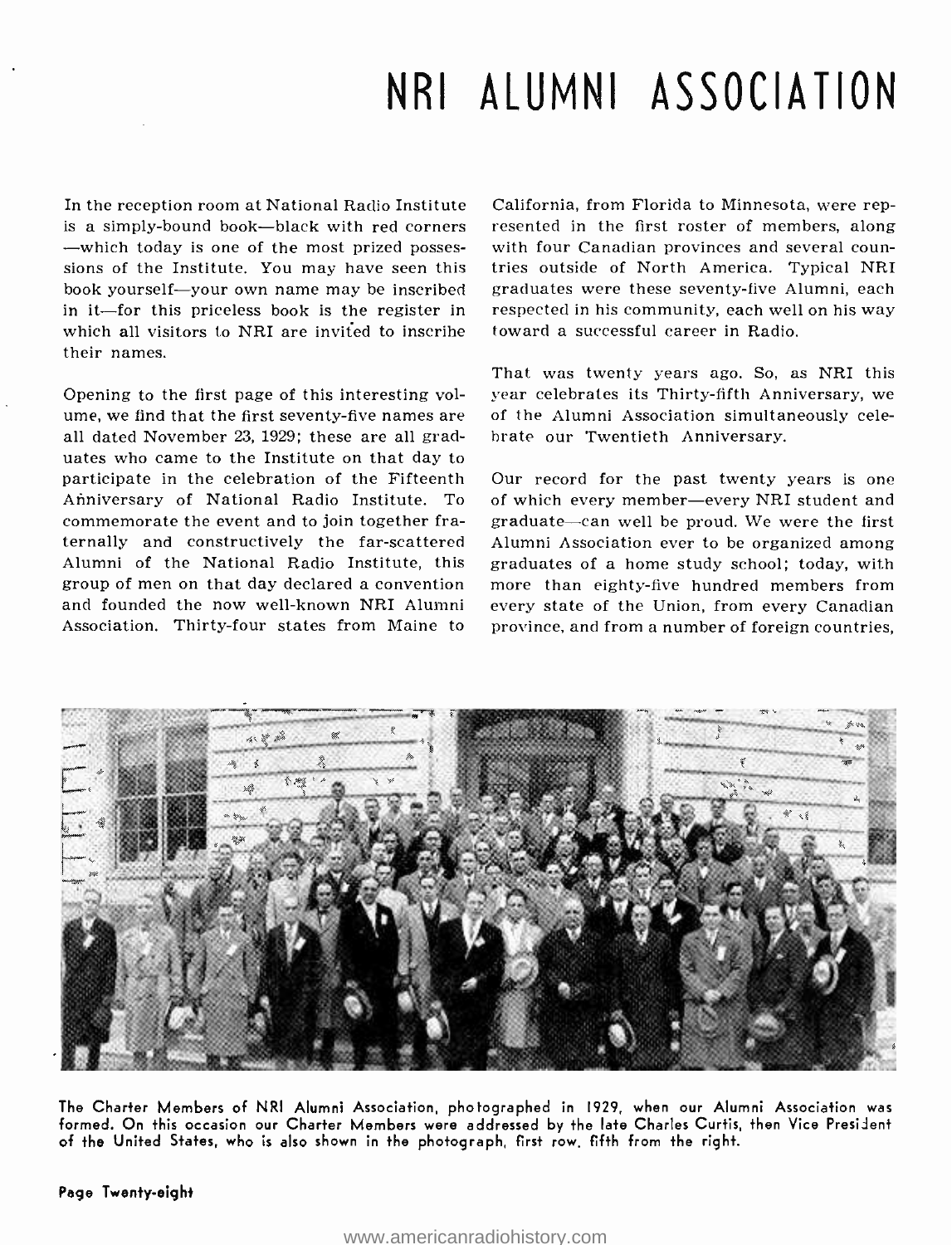# NRI ALUMNI ASSOCIATION

In the reception room at National Radio Institute is a simply-bound book—black with red corners—which today is one of the most prized possessions of the Institute. You may have seen this book yourself—your own name may be inscribed in it—for this priceless book is the register in which all visitors to NRI are invited to inscribe their names.

Opening to the first page of this interesting volume, we find that the first seventy-five names are all dated November 23, 1929; these are all graduates who came to the Institute on that day to participate in the celebration of the Fifteenth Anniversary of National Radio Institute. To commemorate the event and to join together fraternally and constructively the far-scattered Alumni of the National Radio Institute, this group of men on that day declared a convention and founded the now well-known NRI Alumni Association. Thirty-four states from Maine to California, from Florida to Minnesota, were represented in the first roster of members, along with four Canadian provinces and several countries outside of North America. Typical NRI graduates were these seventy-five Alumni, each respected in his community, each well on his way toward a successful career in Radio.

That was twenty years ago. So, as NRI this year celebrates its Thirty-fifth Anniversary, we of the Alumni Association simultaneously celebrate our Twentieth Anniversary.

Our record for the past twenty years is one of which every member—every NRI student and graduate—can well be proud. We were the first Alumni Association ever to be organized among graduates of a home study school; today, with more than eighty-five hundred members from every state of the Union, from every Canadian province, and from a number of foreign countries,

The Charter Members of NRI Alumni Association, photographed in 1929, when our Alumni Association was formed. On this occasion our Charter Members were addressed by the late Charles Curtis, then Vice President of the United States, who is also shown in the photograph, first row, fifth from the right.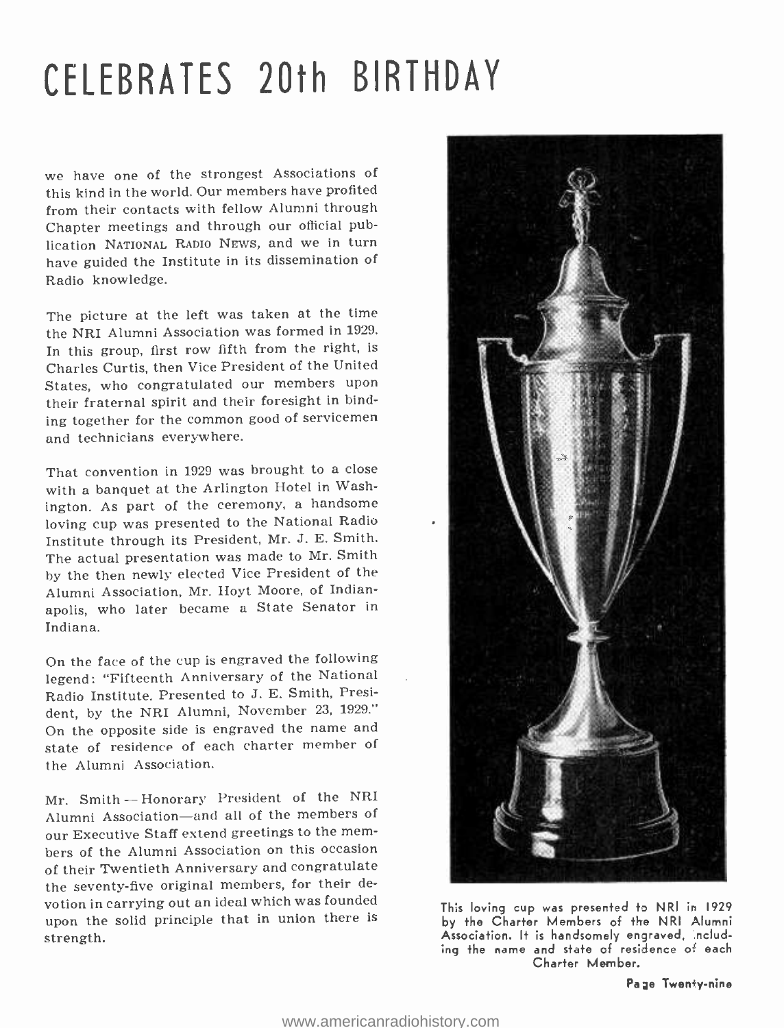# CELEBRATES 20th BIRTHDAY

we have one of the strongest Associations of this kind in the world. Our members have profited from their contacts with fellow Alumni through Chapter meetings and through our official publication NATIONAL RADIO NEWS, and we in turn have guided the Institute in its dissemination of Radio knowledge.

The picture at the left was taken at the time the NRI Alumni Association was formed in 1929. In this group, first row fifth from the right, is Charles Curtis, then Vice President of the United States, who congratulated our members upon their fraternal spirit and their foresight in binding together for the common good of servicemen and technicians everywhere.

That convention in 1929 was brought to a close with a banquet at the Arlington Hotel in Washington. As part of the ceremony, a handsome loving cup was presented to the National Radio Institute through its President, Mr. J. E. Smith. The actual presentation was made to Mr. Smith by the then newly elected Vice President of the Alumni Association, Mr. Hoyt Moore, of Indianapolis, who later became a State Senator in Indiana.

On the face of the cup is engraved the following legend: "Fifteenth Anniversary of the National Radio Institute. Presented to J. E. Smith, President, by the NRI Alumni, November 23, 1929." On the opposite side is engraved the name and state of residence of each charter member of the Alumni Association.

Mr. Smith -- Honorary President of the NRI Alumni Association—and all of the members of our Executive Staff extend greetings to the members of the Alumni Association on this occasion of their Twentieth Anniversary and congratulate the seventy-five original members, for their devotion in carrying out an ideal which was founded upon the solid principle that in union there is strength.

This loving cup was presented to NRI in 1929 by the Charter Members of the NRI Alumni Association. It is handsomely engraved, including the name and state of residence of each Charter Member.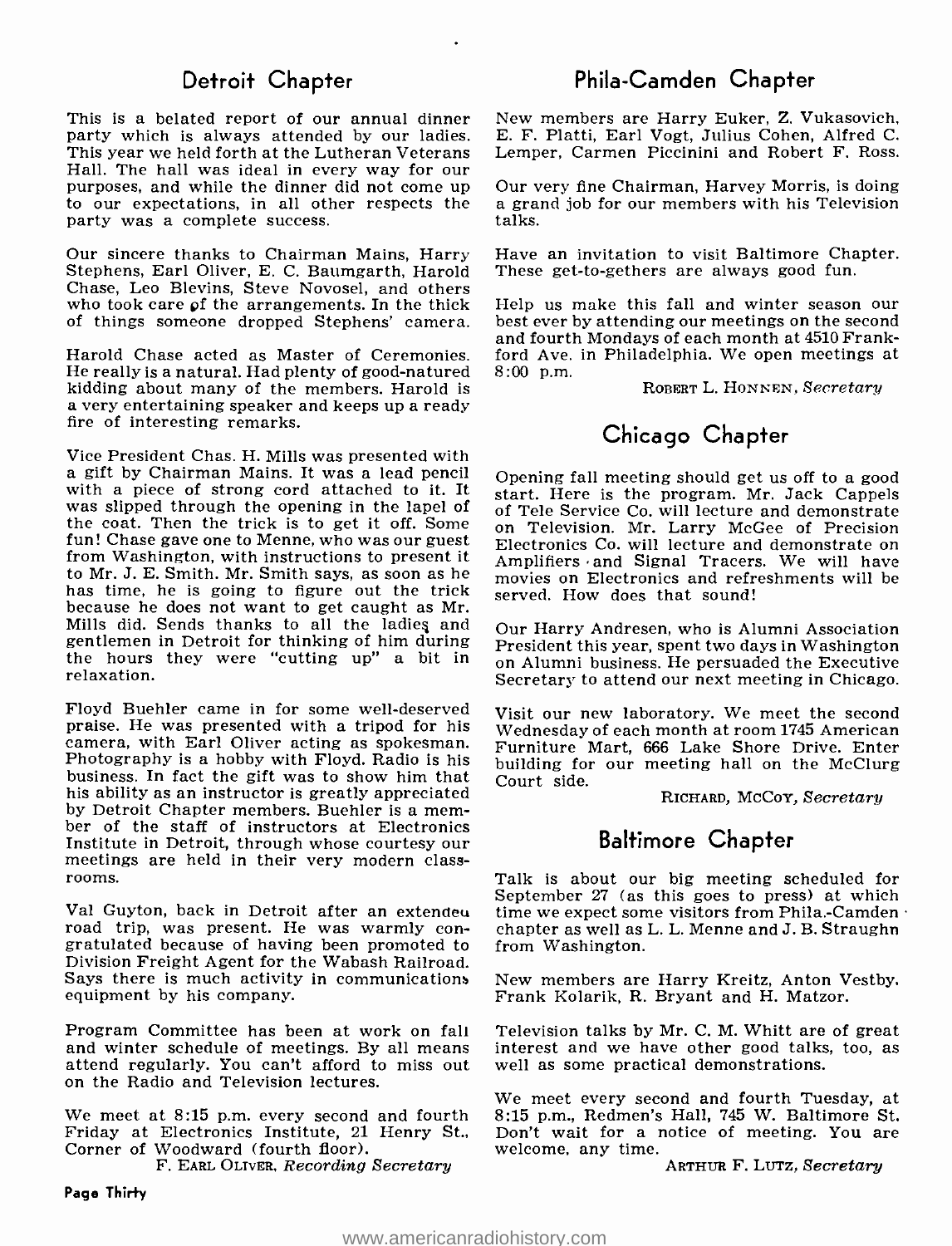## Detroit Chapter

This is a belated report of our annual dinner party which is always attended by our ladies. This year we held forth at the Lutheran Veterans Hall. The hall was ideal in every way for our purposes, and while the dinner did not come up to our expectations, in all other respects the party was a complete success.

Our sincere thanks to Chairman Mains, Harry Stephens, Earl Oliver, E. C. Baumgarth, Harold Chase, Leo Blevins, Steve Novosel, and others who took care of the arrangements. In the thick of things someone dropped Stephens' camera.

Harold Chase acted as Master of Ceremonies. He really is a natural. Had plenty of good-natured kidding about many of the members. Harold is a very entertaining speaker and keeps up a ready fire of interesting remarks.

Vice President Chas. H. Mills was presented with a gift by Chairman Mains. It was a lead pencil with a piece of strong cord attached to it. It was slipped through the opening in the lapel of the coat. Then the trick is to get it off. Some fun! Chase gave one to Menne, who was our guest from Washington, with instructions to present it to Mr. J. E. Smith. Mr. Smith says, as soon as he has time, he is going to figure out the trick because he does not want to get caught as Mr. Mills did. Sends thanks to all the ladies and gentlemen in Detroit for thinking of him during the hours they were "cutting up" a bit in relaxation.

Floyd Buehler came in for some well-deserved praise. He was presented with a tripod for his camera, with Earl Oliver acting as spokesman. Photography is a hobby with Floyd. Radio is his business. In fact the gift was to show him that his ability as an instructor is greatly appreciated by Detroit Chapter members. Buehler is a member of the staff of instructors at Electronics Institute in Detroit, through whose courtesy our meetings are held in their very modern classrooms.

Val Guyton, back in Detroit after an extended road trip, was present. He was warmly congratulated because of having been promoted to Division Freight Agent for the Wabash Railroad. Says there is much activity in communications equipment by his company.

Program Committee has been at work on fall and winter schedule of meetings. By all means attend regularly. You can't afford to miss out on the Radio and Television lectures.

We meet at 8:15 p.m. every second and fourth Friday at Electronics Institute, 21 Henry St., Corner of Woodward (fourth floor).

F. EARL OLIVER, *Recording Secretary*

## Phila-Camden Chapter

New members are Harry Euker, Z. Vukasovich, E. F. Platti, Earl Vogt, Julius Cohen, Alfred C. Lemper, Carmen Piccinini and Robert F. Ross.

Our very fine Chairman, Harvey Morris, is doing a grand job for our members with his Television talks.

Have an invitation to visit Baltimore Chapter. These get-to-gethers are always good fun.

Help us make this fall and winter season our best ever by attending our meetings on the second and fourth Mondays of each month at 4510 Frankford Ave. in Philadelphia. We open meetings at 8:00 p.m.

ROBERT L. HONNEN, *Secretary*

## Chicago Chapter

Opening fall meeting should get us off to a good start. Here is the program. Mr. Jack Cappels of Tele Service Co. will lecture and demonstrate on Television. Mr. Larry McGee of Precision Electronics Co. will lecture and demonstrate on Amplifiers and Signal Tracers. We will have movies on Electronics and refreshments will be served. How does that sound!

Our Harry Andresen, who is Alumni Association President this year, spent two days in Washington on Alumni business. He persuaded the Executive Secretary to attend our next meeting in Chicago.

Visit our new laboratory. We meet the second Wednesday of each month at room 1745 American Furniture Mart, 666 Lake Shore Drive. Enter building for our meeting hall on the McClurg Court side.

RICHARD, McCOY, *Secretary*

## Baltimore Chapter

Talk is about our big meeting scheduled for September 27 (as this goes to press) at which time we expect some visitors from Phila.-Camden chapter as well as L. L. Menne and J. B. Straughn from Washington.

New members are Harry Kreitz, Anton Vestby, Frank Kolarik, R. Bryant and H. Matzor.

Television talks by Mr. C. M. Whitt are of great interest and we have other good talks, too, as well as some practical demonstrations.

We meet every second and fourth Tuesday, at 8:15 p.m., Redmen's Hall, 745 W. Baltimore St. Don't wait for a notice of meeting. You are welcome, any time.

ARTHUR F. LUTZ, *Secretary*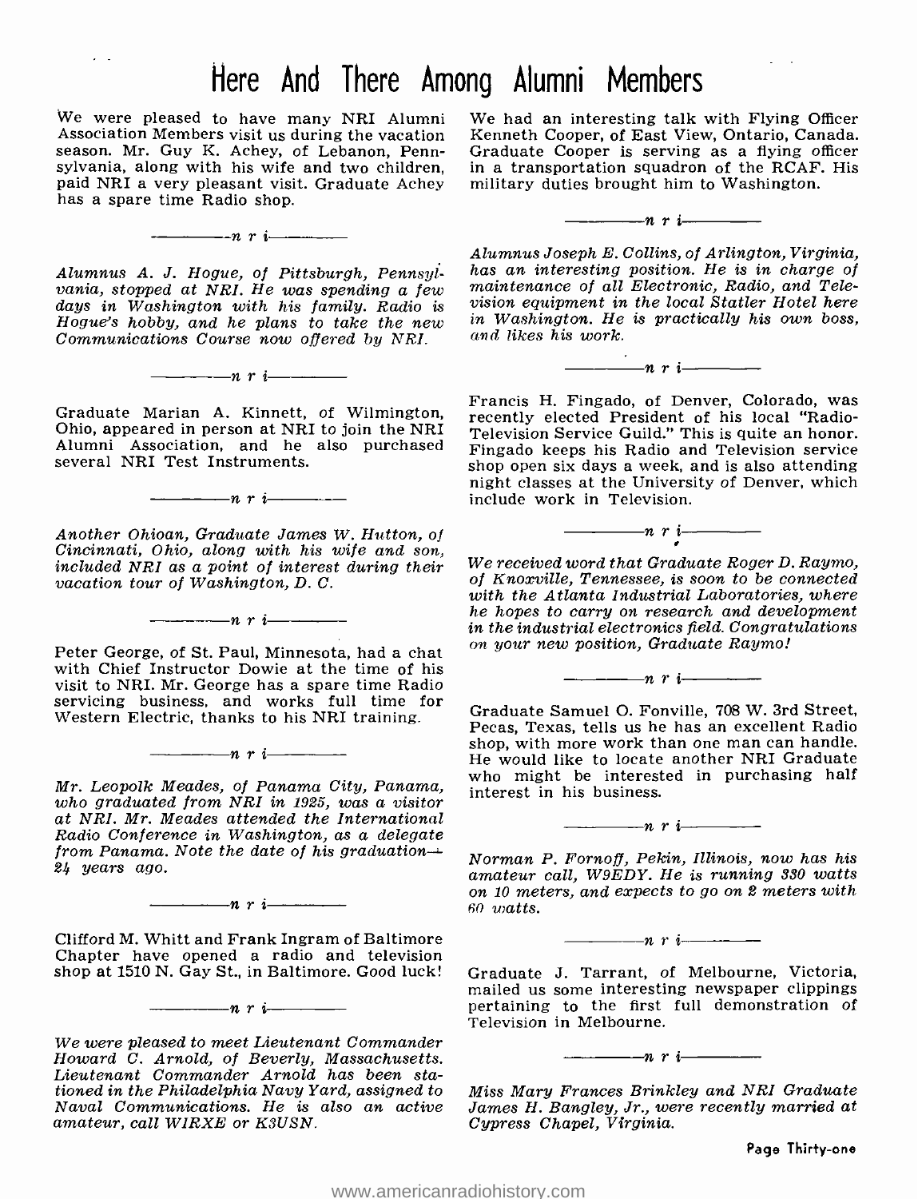# Here And There Among Alumni Members

We were pleased to have many NRI Alumni Association Members visit us during the vacation season. Mr. Guy K. Achey, of Lebanon, Pennsylvania, along with his wife and two children, paid NRI a very pleasant visit. Graduate Achey has a spare time Radio shop.

———n r i———

*Alumnus A. J. Hogue, of Pittsburgh, Pennsylvania, stopped at NRI. He was spending a few days in Washington with his family. Radio is Hogue's hobby, and he plans to take the new Communications Course now offered by NRI.*

———n r i———

Graduate Marian A. Kinnett, of Wilmington, Ohio, appeared in person at NRI to join the NRI Alumni Association, and he also purchased several NRI Test Instruments.

———n r i———

*Another Ohioan, Graduate James W. Hutton, of Cincinnati, Ohio, along with his wife and son, included NRI as a point of interest during their vacation tour of Washington, D. C.*

———n r i———

Peter George, of St. Paul, Minnesota, had a chat with Chief Instructor Dowie at the time of his visit to NRI. Mr. George has a spare time Radio servicing business, and works full time for Western Electric, thanks to his NRI training.

———n r i———

*Mr. Leopolk Meades, of Panama City, Panama, who graduated from NRI in 1925, was a visitor at NRI. Mr. Meades attended the International Radio Conference in Washington, as a delegate from Panama. Note the date of his graduation—24 years ago.*

———n r i———

Clifford M. Whitt and Frank Ingram of Baltimore Chapter have opened a radio and television shop at 1510 N. Gay St., in Baltimore. Good luck!

———n r i———

*We were pleased to meet Lieutenant Commander Howard C. Arnold, of Beverly, Massachusetts. Lieutenant Commander Arnold has been stationed in the Philadelphia Navy Yard, assigned to Naval Communications. He is also an active amateur, call W1RXE or K3USN.*

We had an interesting talk with Flying Officer Kenneth Cooper, of East View, Ontario, Canada. Graduate Cooper is serving as a flying officer in a transportation squadron of the RCAF. His military duties brought him to Washington.

———n r i———

*Alumnus Joseph E. Collins, of Arlington, Virginia, has an interesting position. He is in charge of maintenance of all Electronic, Radio, and Television equipment in the local Statler Hotel here in Washington. He is practically his own boss, and likes his work.*

———n r i———

Francis H. Fingado, of Denver, Colorado, was recently elected President of his local "Radio-Television Service Guild." This is quite an honor. Fingado keeps his Radio and Television service shop open six days a week, and is also attending night classes at the University of Denver, which include work in Television.

———n r i———

*We received word that Graduate Roger D. Raymo, of Knoxville, Tennessee, is soon to be connected with the Atlanta Industrial Laboratories, where he hopes to carry on research and development in the industrial electronics field. Congratulations on your new position, Graduate Raymo!*

———n r i———

Graduate Samuel O. Fonville, 708 W. 3rd Street, Pecas, Texas, tells us he has an excellent Radio shop, with more work than one man can handle. He would like to locate another NRI Graduate who might be interested in purchasing half interest in his business.

———n r i———

*Norman P. Fornoff, Pekin, Illinois, now has his amateur call, W9EDY. He is running 330 watts on 10 meters, and expects to go on 2 meters with 60 watts.*

———n r i———

Graduate J. Tarrant, of Melbourne, Victoria, mailed us some interesting newspaper clippings pertaining to the first full demonstration of Television in Melbourne.

———n r i———

*Miss Mary Frances Brinkley and NRI Graduate James H. Bangley, Jr., were recently married at Cypress Chapel, Virginia.*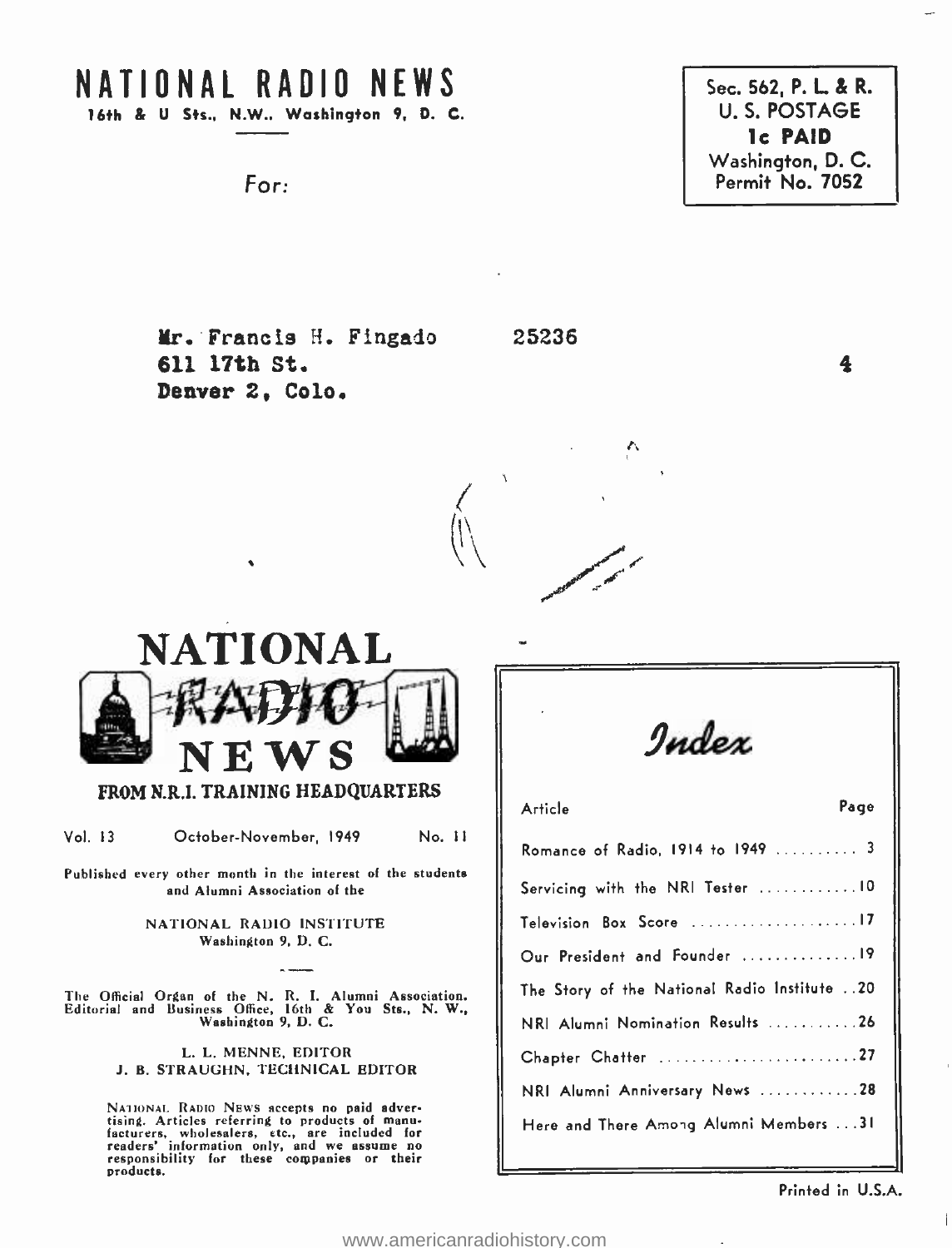# NATIONAL RADIO NEWS

**16th & U Sts., N.W., Washington 9, D. C.**

For:

Sec. 562, P. L. & R.
U. S. POSTAGE
**1c PAID**
Washington, D. C.
Permit No. 7052

**Mr. Francis H. Fingado** 25236
**611 17th St.** 4
**Denver 2, Colo.**

# NATIONAL RADIO NEWS

**FROM N.R.I. TRAINING HEADQUARTERS**

Vol. 13 October-November, 1949 No. 11

**Published every other month in the interest of the students and Alumni Association of the**

NATIONAL RADIO INSTITUTE
Washington 9, D. C.

The Official Organ of the N. R. I. Alumni Association. Editorial and Business Office, 16th & You Sts., N. W., Washington 9, D. C.

L. L. MENNE, EDITOR
J. B. STRAUGHN, TECHNICAL EDITOR

NATIONAL RADIO NEWS accepts no paid advertising. Articles referring to products of manufacturers, wholesalers, etc., are included for readers' information only, and we assume no responsibility for these companies or their products.

## *Index*

| Article | Page |
|---|---|
| Romance of Radio, 1914 to 1949 | 3 |
| Servicing with the NRI Tester | 10 |
| Television Box Score | 17 |
| Our President and Founder | 19 |
| The Story of the National Radio Institute | 20 |
| NRI Alumni Nomination Results | 26 |
| Chapter Chatter | 27 |
| NRI Alumni Anniversary News | 28 |
| Here and There Among Alumni Members | 31 |

Printed in U.S.A.